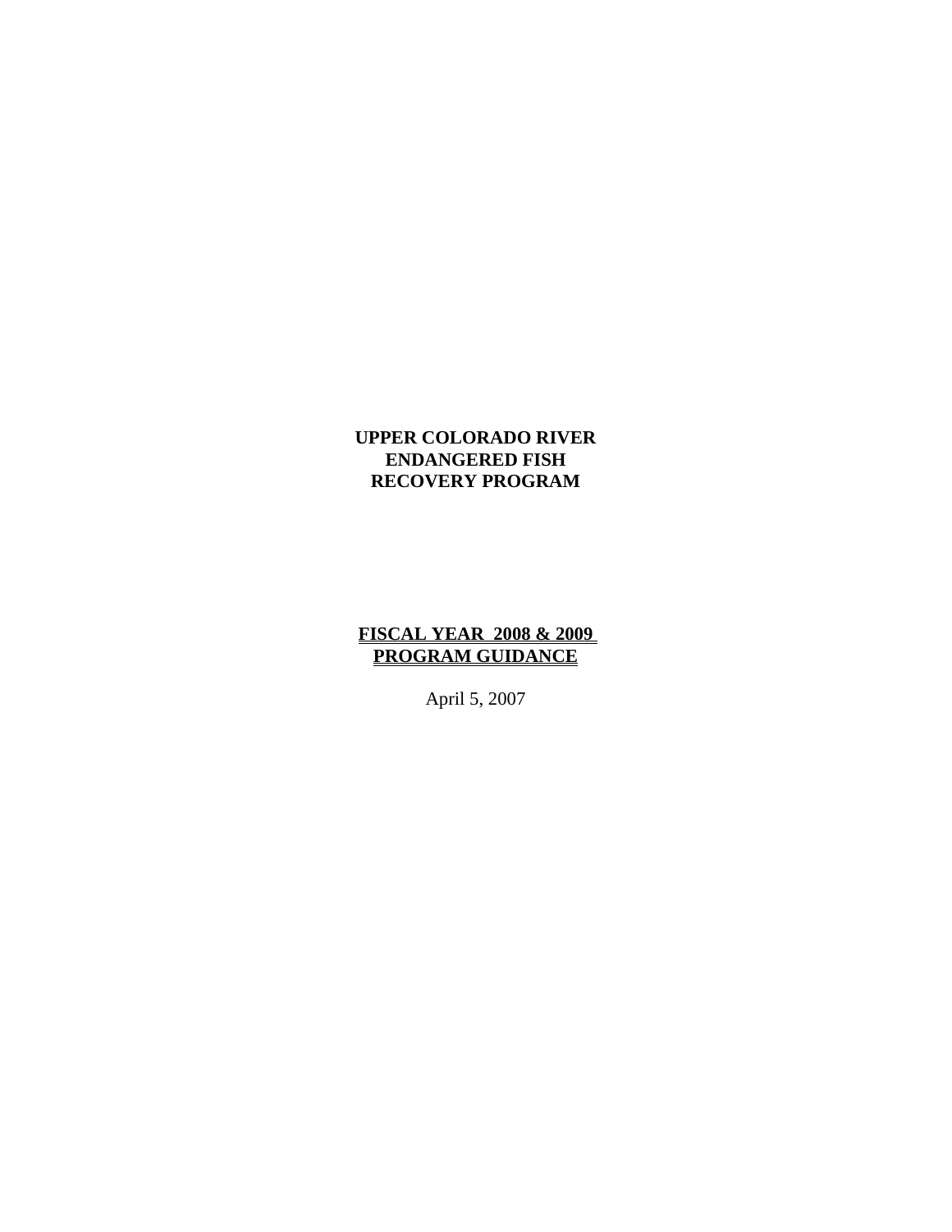# UPPER COLORADO RIVER
# ENDANGERED FISH
# RECOVERY PROGRAM

## FISCAL YEAR 2008 & 2009
## PROGRAM GUIDANCE

April 5, 2007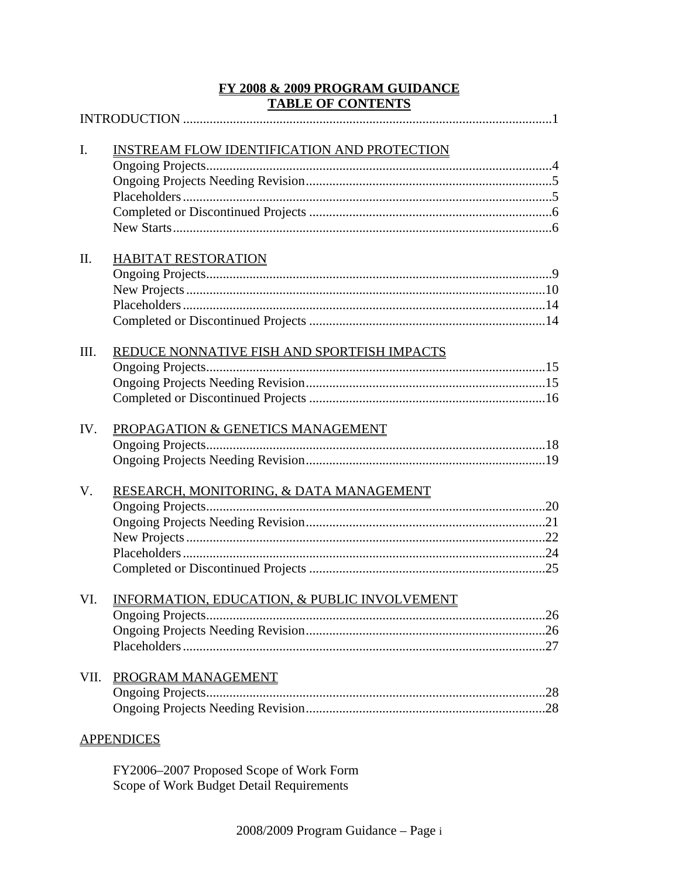# FY 2008 & 2009 PROGRAM GUIDANCE

## TABLE OF CONTENTS

INTRODUCTION ............................................................................................................1

I. INSTREAM FLOW IDENTIFICATION AND PROTECTION
- Ongoing Projects......................................................................................................4
- Ongoing Projects Needing Revision.........................................................................5
- Placeholders.............................................................................................................5
- Completed or Discontinued Projects ........................................................................6
- New Starts................................................................................................................6

II. HABITAT RESTORATION
- Ongoing Projects......................................................................................................9
- New Projects...........................................................................................................10
- Placeholders............................................................................................................14
- Completed or Discontinued Projects .......................................................................14

III. REDUCE NONNATIVE FISH AND SPORTFISH IMPACTS
- Ongoing Projects.....................................................................................................15
- Ongoing Projects Needing Revision........................................................................15
- Completed or Discontinued Projects .......................................................................16

IV. PROPAGATION & GENETICS MANAGEMENT
- Ongoing Projects.....................................................................................................18
- Ongoing Projects Needing Revision........................................................................19

V. RESEARCH, MONITORING, & DATA MANAGEMENT
- Ongoing Projects.....................................................................................................20
- Ongoing Projects Needing Revision........................................................................21
- New Projects...........................................................................................................22
- Placeholders............................................................................................................24
- Completed or Discontinued Projects .......................................................................25

VI. INFORMATION, EDUCATION, & PUBLIC INVOLVEMENT
- Ongoing Projects.....................................................................................................26
- Ongoing Projects Needing Revision........................................................................26
- Placeholders............................................................................................................27

VII. PROGRAM MANAGEMENT
- Ongoing Projects.....................................................................................................28
- Ongoing Projects Needing Revision........................................................................28

APPENDICES

- FY2006–2007 Proposed Scope of Work Form
- Scope of Work Budget Detail Requirements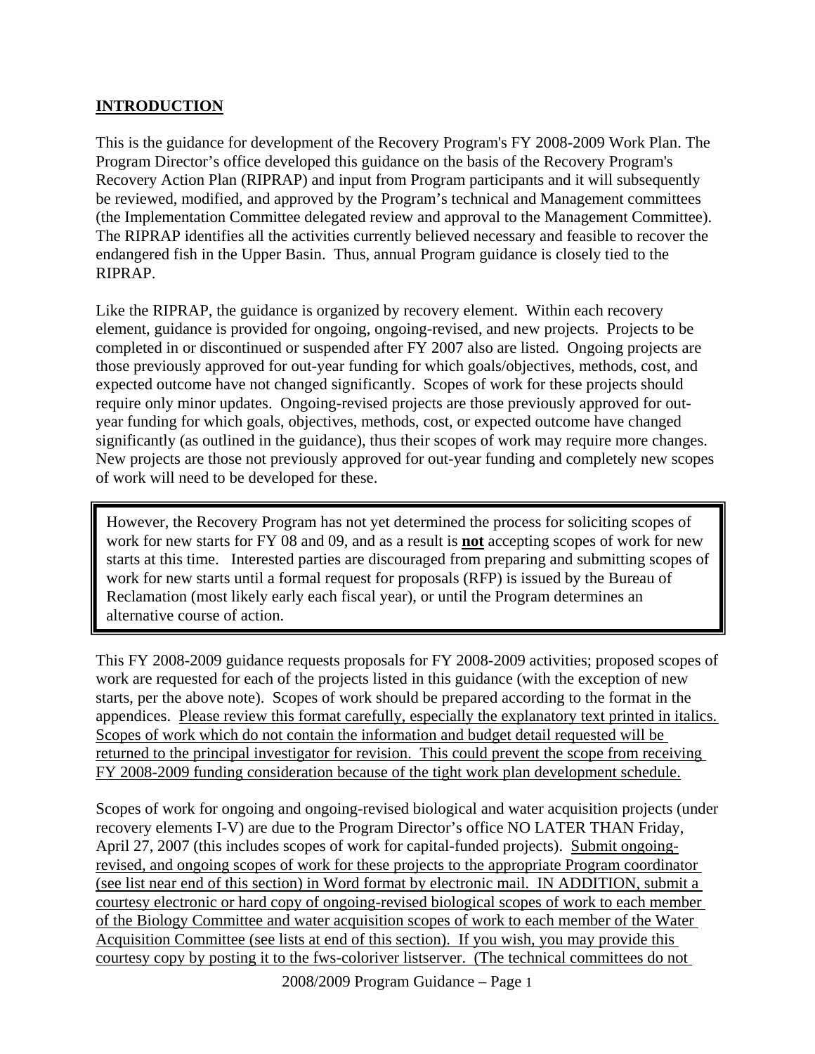## INTRODUCTION

This is the guidance for development of the Recovery Program's FY 2008-2009 Work Plan. The Program Director's office developed this guidance on the basis of the Recovery Program's Recovery Action Plan (RIPRAP) and input from Program participants and it will subsequently be reviewed, modified, and approved by the Program's technical and Management committees (the Implementation Committee delegated review and approval to the Management Committee). The RIPRAP identifies all the activities currently believed necessary and feasible to recover the endangered fish in the Upper Basin. Thus, annual Program guidance is closely tied to the RIPRAP.

Like the RIPRAP, the guidance is organized by recovery element. Within each recovery element, guidance is provided for ongoing, ongoing-revised, and new projects. Projects to be completed in or discontinued or suspended after FY 2007 also are listed. Ongoing projects are those previously approved for out-year funding for which goals/objectives, methods, cost, and expected outcome have not changed significantly. Scopes of work for these projects should require only minor updates. Ongoing-revised projects are those previously approved for out-year funding for which goals, objectives, methods, cost, or expected outcome have changed significantly (as outlined in the guidance), thus their scopes of work may require more changes. New projects are those not previously approved for out-year funding and completely new scopes of work will need to be developed for these.

> However, the Recovery Program has not yet determined the process for soliciting scopes of work for new starts for FY 08 and 09, and as a result is **not** accepting scopes of work for new starts at this time. Interested parties are discouraged from preparing and submitting scopes of work for new starts until a formal request for proposals (RFP) is issued by the Bureau of Reclamation (most likely early each fiscal year), or until the Program determines an alternative course of action.

This FY 2008-2009 guidance requests proposals for FY 2008-2009 activities; proposed scopes of work are requested for each of the projects listed in this guidance (with the exception of new starts, per the above note). Scopes of work should be prepared according to the format in the appendices. Please review this format carefully, especially the explanatory text printed in italics. Scopes of work which do not contain the information and budget detail requested will be returned to the principal investigator for revision. This could prevent the scope from receiving FY 2008-2009 funding consideration because of the tight work plan development schedule.

Scopes of work for ongoing and ongoing-revised biological and water acquisition projects (under recovery elements I-V) are due to the Program Director's office NO LATER THAN Friday, April 27, 2007 (this includes scopes of work for capital-funded projects). Submit ongoing-revised, and ongoing scopes of work for these projects to the appropriate Program coordinator (see list near end of this section) in Word format by electronic mail. IN ADDITION, submit a courtesy electronic or hard copy of ongoing-revised biological scopes of work to each member of the Biology Committee and water acquisition scopes of work to each member of the Water Acquisition Committee (see lists at end of this section). If you wish, you may provide this courtesy copy by posting it to the fws-coloriver listserver. (The technical committees do not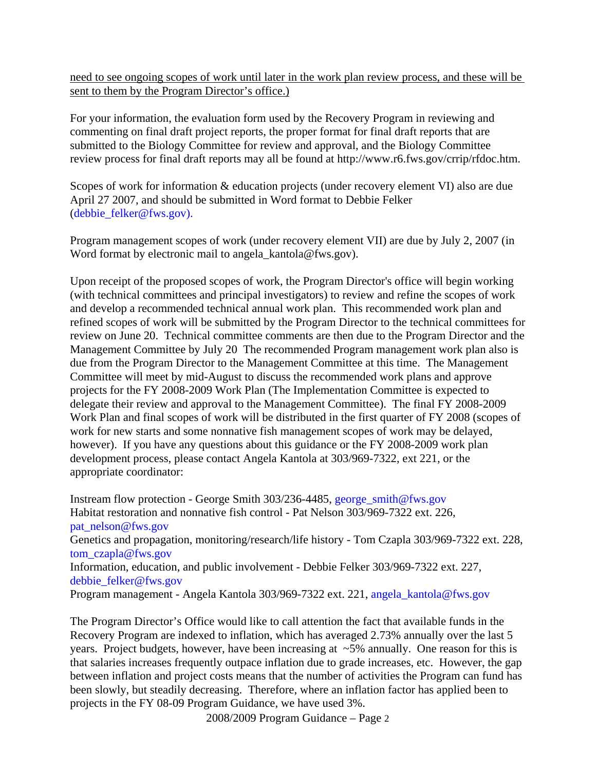need to see ongoing scopes of work until later in the work plan review process, and these will be sent to them by the Program Director's office.)

For your information, the evaluation form used by the Recovery Program in reviewing and commenting on final draft project reports, the proper format for final draft reports that are submitted to the Biology Committee for review and approval, and the Biology Committee review process for final draft reports may all be found at http://www.r6.fws.gov/crrip/rfdoc.htm.

Scopes of work for information & education projects (under recovery element VI) also are due April 27 2007, and should be submitted in Word format to Debbie Felker (debbie_felker@fws.gov).

Program management scopes of work (under recovery element VII) are due by July 2, 2007 (in Word format by electronic mail to angela_kantola@fws.gov).

Upon receipt of the proposed scopes of work, the Program Director's office will begin working (with technical committees and principal investigators) to review and refine the scopes of work and develop a recommended technical annual work plan. This recommended work plan and refined scopes of work will be submitted by the Program Director to the technical committees for review on June 20. Technical committee comments are then due to the Program Director and the Management Committee by July 20 The recommended Program management work plan also is due from the Program Director to the Management Committee at this time. The Management Committee will meet by mid-August to discuss the recommended work plans and approve projects for the FY 2008-2009 Work Plan (The Implementation Committee is expected to delegate their review and approval to the Management Committee). The final FY 2008-2009 Work Plan and final scopes of work will be distributed in the first quarter of FY 2008 (scopes of work for new starts and some nonnative fish management scopes of work may be delayed, however). If you have any questions about this guidance or the FY 2008-2009 work plan development process, please contact Angela Kantola at 303/969-7322, ext 221, or the appropriate coordinator:

Instream flow protection - George Smith 303/236-4485, george_smith@fws.gov
Habitat restoration and nonnative fish control - Pat Nelson 303/969-7322 ext. 226, pat_nelson@fws.gov
Genetics and propagation, monitoring/research/life history - Tom Czapla 303/969-7322 ext. 228, tom_czapla@fws.gov
Information, education, and public involvement - Debbie Felker 303/969-7322 ext. 227, debbie_felker@fws.gov
Program management - Angela Kantola 303/969-7322 ext. 221, angela_kantola@fws.gov

The Program Director's Office would like to call attention the fact that available funds in the Recovery Program are indexed to inflation, which has averaged 2.73% annually over the last 5 years. Project budgets, however, have been increasing at ~5% annually. One reason for this is that salaries increases frequently outpace inflation due to grade increases, etc. However, the gap between inflation and project costs means that the number of activities the Program can fund has been slowly, but steadily decreasing. Therefore, where an inflation factor has applied been to projects in the FY 08-09 Program Guidance, we have used 3%.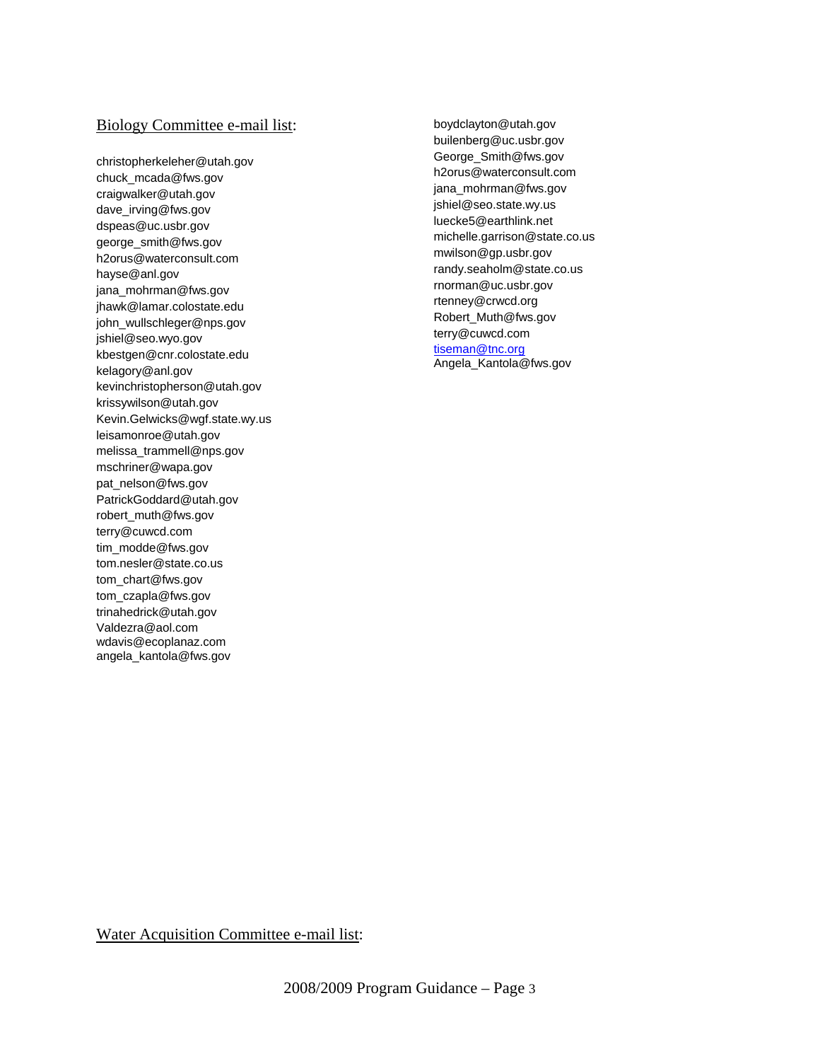Biology Committee e-mail list:

christopherkeleher@utah.gov
chuck_mcada@fws.gov
craigwalker@utah.gov
dave_irving@fws.gov
dspeas@uc.usbr.gov
george_smith@fws.gov
h2orus@waterconsult.com
hayse@anl.gov
jana_mohrman@fws.gov
jhawk@lamar.colostate.edu
john_wullschleger@nps.gov
jshiel@seo.wyo.gov
kbestgen@cnr.colostate.edu
kelagory@anl.gov
kevinchristopherson@utah.gov
krissywilson@utah.gov
Kevin.Gelwicks@wgf.state.wy.us
leisamonroe@utah.gov
melissa_trammell@nps.gov
mschriner@wapa.gov
pat_nelson@fws.gov
PatrickGoddard@utah.gov
robert_muth@fws.gov
terry@cuwcd.com
tim_modde@fws.gov
tom.nesler@state.co.us
tom_chart@fws.gov
tom_czapla@fws.gov
trinahedrick@utah.gov
Valdezra@aol.com
wdavis@ecoplanaz.com
angela_kantola@fws.gov

Water Acquisition Committee e-mail list:

boydclayton@utah.gov
builenberg@uc.usbr.gov
George_Smith@fws.gov
h2orus@waterconsult.com
jana_mohrman@fws.gov
jshiel@seo.state.wy.us
luecke5@earthlink.net
michelle.garrison@state.co.us
mwilson@gp.usbr.gov
randy.seaholm@state.co.us
rnorman@uc.usbr.gov
rtenney@crwcd.org
Robert_Muth@fws.gov
terry@cuwcd.com
tiseman@tnc.org
Angela_Kantola@fws.gov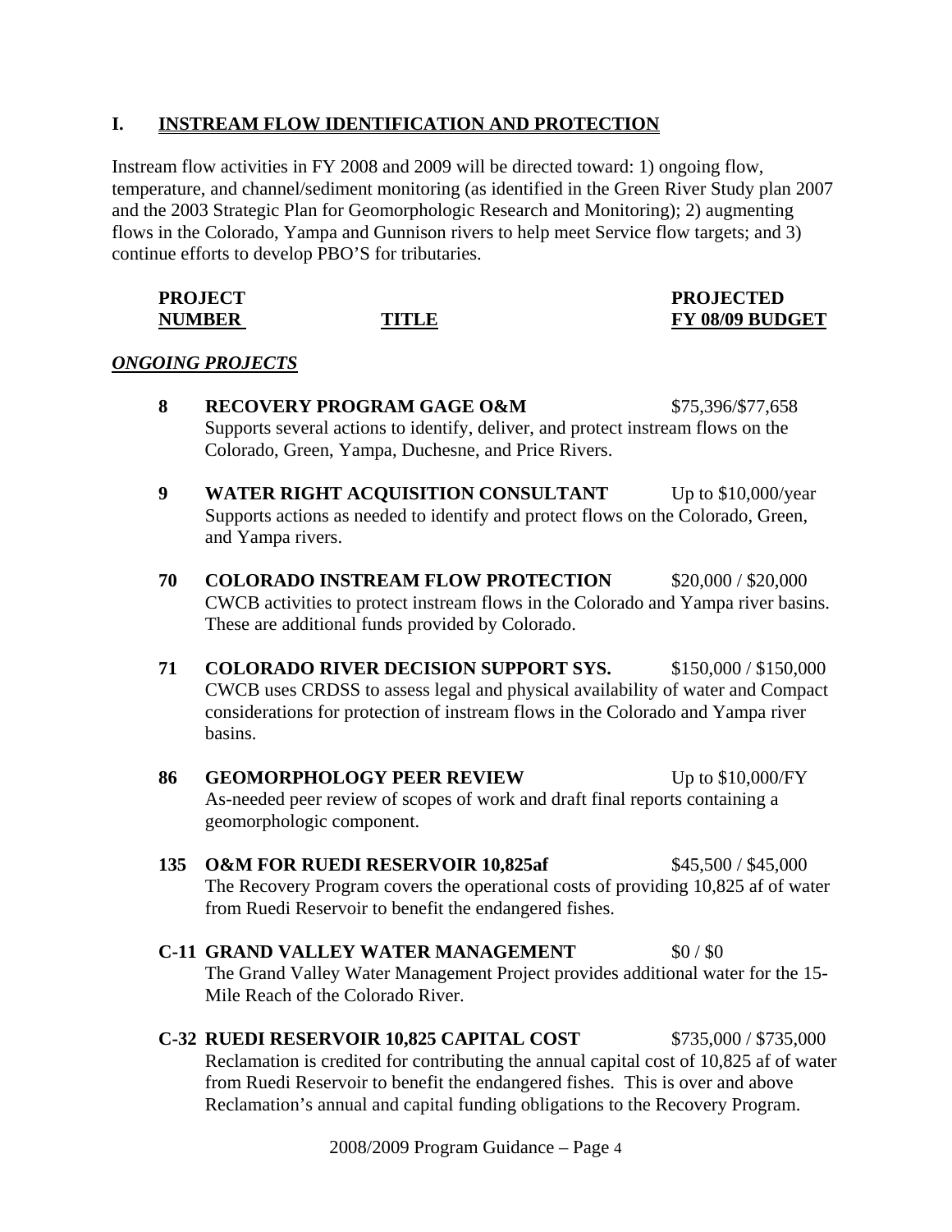## I. INSTREAM FLOW IDENTIFICATION AND PROTECTION

Instream flow activities in FY 2008 and 2009 will be directed toward: 1) ongoing flow, temperature, and channel/sediment monitoring (as identified in the Green River Study plan 2007 and the 2003 Strategic Plan for Geomorphologic Research and Monitoring); 2) augmenting flows in the Colorado, Yampa and Gunnison rivers to help meet Service flow targets; and 3) continue efforts to develop PBO'S for tributaries.

| PROJECT NUMBER | TITLE | PROJECTED FY 08/09 BUDGET |
|---|---|---|

***ONGOING PROJECTS***

**8 RECOVERY PROGRAM GAGE O&M** — $75,396/$77,658
Supports several actions to identify, deliver, and protect instream flows on the Colorado, Green, Yampa, Duchesne, and Price Rivers.

**9 WATER RIGHT ACQUISITION CONSULTANT** — Up to $10,000/year
Supports actions as needed to identify and protect flows on the Colorado, Green, and Yampa rivers.

**70 COLORADO INSTREAM FLOW PROTECTION** — $20,000 / $20,000
CWCB activities to protect instream flows in the Colorado and Yampa river basins. These are additional funds provided by Colorado.

**71 COLORADO RIVER DECISION SUPPORT SYS.** — $150,000 / $150,000
CWCB uses CRDSS to assess legal and physical availability of water and Compact considerations for protection of instream flows in the Colorado and Yampa river basins.

**86 GEOMORPHOLOGY PEER REVIEW** — Up to $10,000/FY
As-needed peer review of scopes of work and draft final reports containing a geomorphologic component.

**135 O&M FOR RUEDI RESERVOIR 10,825af** — $45,500 / $45,000
The Recovery Program covers the operational costs of providing 10,825 af of water from Ruedi Reservoir to benefit the endangered fishes.

**C-11 GRAND VALLEY WATER MANAGEMENT** — $0 / $0
The Grand Valley Water Management Project provides additional water for the 15-Mile Reach of the Colorado River.

**C-32 RUEDI RESERVOIR 10,825 CAPITAL COST** — $735,000 / $735,000
Reclamation is credited for contributing the annual capital cost of 10,825 af of water from Ruedi Reservoir to benefit the endangered fishes. This is over and above Reclamation's annual and capital funding obligations to the Recovery Program.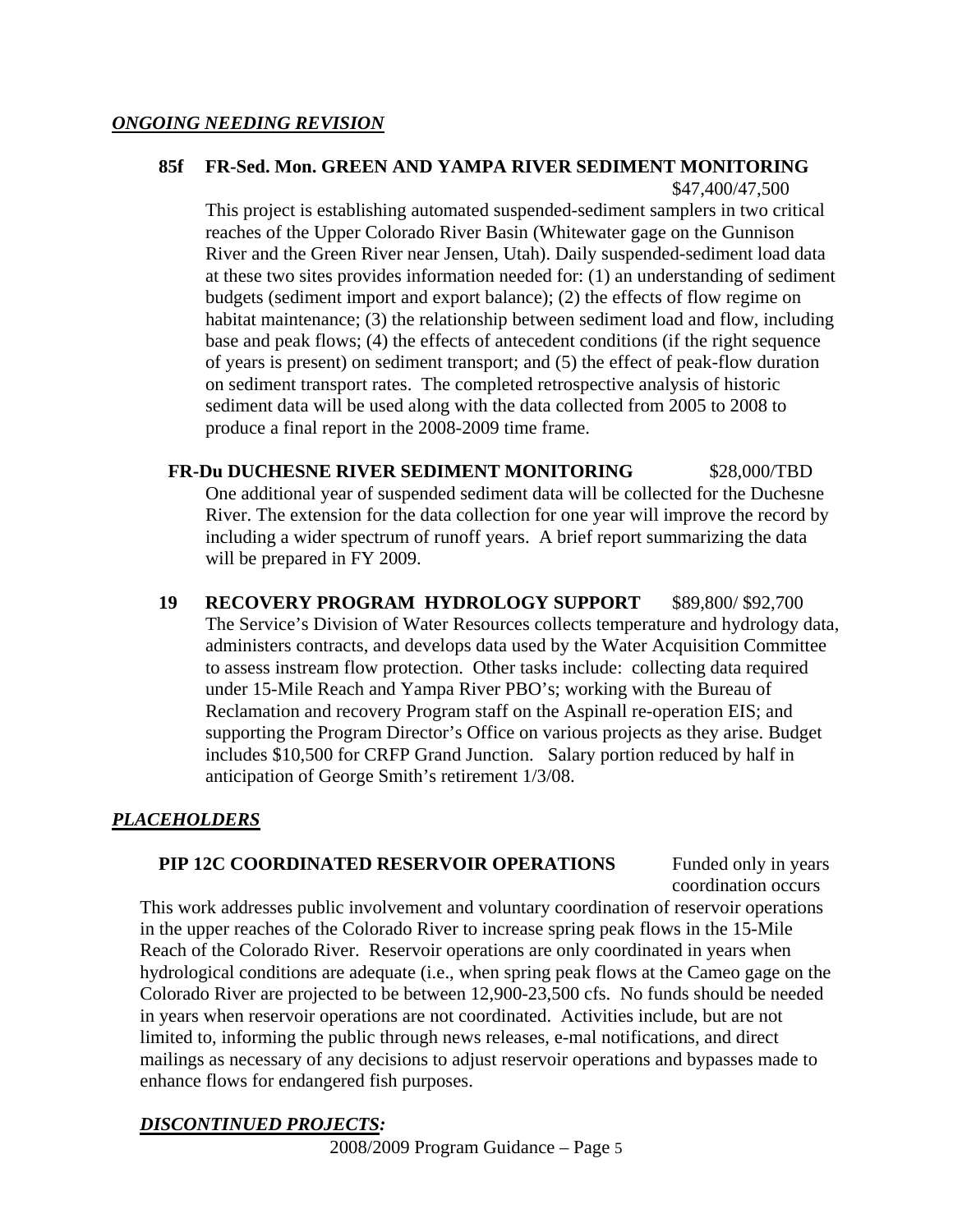***ONGOING NEEDING REVISION***

**85f FR-Sed. Mon. GREEN AND YAMPA RIVER SEDIMENT MONITORING** $47,400/47,500

This project is establishing automated suspended-sediment samplers in two critical reaches of the Upper Colorado River Basin (Whitewater gage on the Gunnison River and the Green River near Jensen, Utah). Daily suspended-sediment load data at these two sites provides information needed for: (1) an understanding of sediment budgets (sediment import and export balance); (2) the effects of flow regime on habitat maintenance; (3) the relationship between sediment load and flow, including base and peak flows; (4) the effects of antecedent conditions (if the right sequence of years is present) on sediment transport; and (5) the effect of peak-flow duration on sediment transport rates. The completed retrospective analysis of historic sediment data will be used along with the data collected from 2005 to 2008 to produce a final report in the 2008-2009 time frame.

**FR-Du DUCHESNE RIVER SEDIMENT MONITORING** $28,000/TBD

One additional year of suspended sediment data will be collected for the Duchesne River. The extension for the data collection for one year will improve the record by including a wider spectrum of runoff years. A brief report summarizing the data will be prepared in FY 2009.

**19 RECOVERY PROGRAM HYDROLOGY SUPPORT** $89,800/ $92,700

The Service's Division of Water Resources collects temperature and hydrology data, administers contracts, and develops data used by the Water Acquisition Committee to assess instream flow protection. Other tasks include: collecting data required under 15-Mile Reach and Yampa River PBO's; working with the Bureau of Reclamation and recovery Program staff on the Aspinall re-operation EIS; and supporting the Program Director's Office on various projects as they arise. Budget includes $10,500 for CRFP Grand Junction. Salary portion reduced by half in anticipation of George Smith's retirement 1/3/08.

***PLACEHOLDERS***

**PIP 12C COORDINATED RESERVOIR OPERATIONS** Funded only in years coordination occurs

This work addresses public involvement and voluntary coordination of reservoir operations in the upper reaches of the Colorado River to increase spring peak flows in the 15-Mile Reach of the Colorado River. Reservoir operations are only coordinated in years when hydrological conditions are adequate (i.e., when spring peak flows at the Cameo gage on the Colorado River are projected to be between 12,900-23,500 cfs. No funds should be needed in years when reservoir operations are not coordinated. Activities include, but are not limited to, informing the public through news releases, e-mal notifications, and direct mailings as necessary of any decisions to adjust reservoir operations and bypasses made to enhance flows for endangered fish purposes.

***DISCONTINUED PROJECTS:***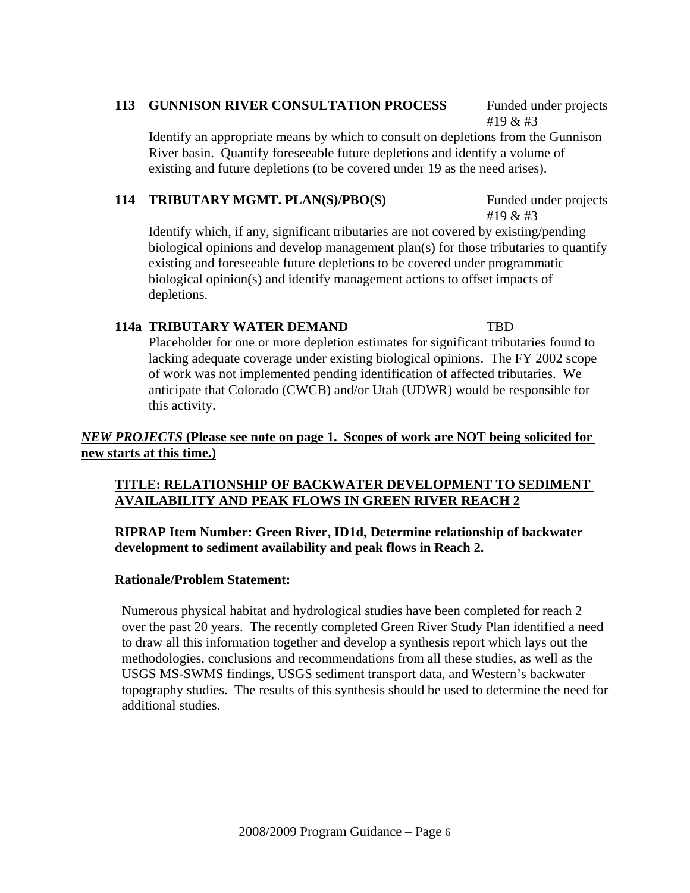**113 GUNNISON RIVER CONSULTATION PROCESS** Funded under projects #19 & #3

Identify an appropriate means by which to consult on depletions from the Gunnison River basin. Quantify foreseeable future depletions and identify a volume of existing and future depletions (to be covered under 19 as the need arises).

**114 TRIBUTARY MGMT. PLAN(S)/PBO(S)** Funded under projects #19 & #3

Identify which, if any, significant tributaries are not covered by existing/pending biological opinions and develop management plan(s) for those tributaries to quantify existing and foreseeable future depletions to be covered under programmatic biological opinion(s) and identify management actions to offset impacts of depletions.

**114a TRIBUTARY WATER DEMAND** TBD

Placeholder for one or more depletion estimates for significant tributaries found to lacking adequate coverage under existing biological opinions. The FY 2002 scope of work was not implemented pending identification of affected tributaries. We anticipate that Colorado (CWCB) and/or Utah (UDWR) would be responsible for this activity.

***NEW PROJECTS* (Please see note on page 1. Scopes of work are NOT being solicited for new starts at this time.)**

**TITLE: RELATIONSHIP OF BACKWATER DEVELOPMENT TO SEDIMENT AVAILABILITY AND PEAK FLOWS IN GREEN RIVER REACH 2**

**RIPRAP Item Number: Green River, ID1d, Determine relationship of backwater development to sediment availability and peak flows in Reach 2.**

**Rationale/Problem Statement:**

Numerous physical habitat and hydrological studies have been completed for reach 2 over the past 20 years. The recently completed Green River Study Plan identified a need to draw all this information together and develop a synthesis report which lays out the methodologies, conclusions and recommendations from all these studies, as well as the USGS MS-SWMS findings, USGS sediment transport data, and Western's backwater topography studies. The results of this synthesis should be used to determine the need for additional studies.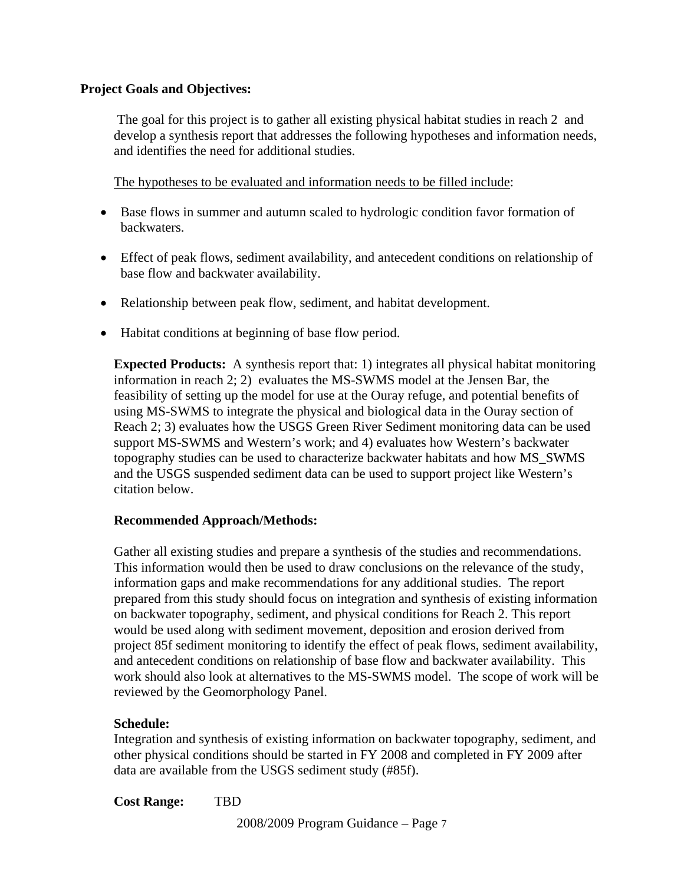**Project Goals and Objectives:**

The goal for this project is to gather all existing physical habitat studies in reach 2 and develop a synthesis report that addresses the following hypotheses and information needs, and identifies the need for additional studies.

The hypotheses to be evaluated and information needs to be filled include:

- Base flows in summer and autumn scaled to hydrologic condition favor formation of backwaters.
- Effect of peak flows, sediment availability, and antecedent conditions on relationship of base flow and backwater availability.
- Relationship between peak flow, sediment, and habitat development.
- Habitat conditions at beginning of base flow period.

**Expected Products:** A synthesis report that: 1) integrates all physical habitat monitoring information in reach 2; 2) evaluates the MS-SWMS model at the Jensen Bar, the feasibility of setting up the model for use at the Ouray refuge, and potential benefits of using MS-SWMS to integrate the physical and biological data in the Ouray section of Reach 2; 3) evaluates how the USGS Green River Sediment monitoring data can be used support MS-SWMS and Western's work; and 4) evaluates how Western's backwater topography studies can be used to characterize backwater habitats and how MS_SWMS and the USGS suspended sediment data can be used to support project like Western's citation below.

**Recommended Approach/Methods:**

Gather all existing studies and prepare a synthesis of the studies and recommendations. This information would then be used to draw conclusions on the relevance of the study, information gaps and make recommendations for any additional studies. The report prepared from this study should focus on integration and synthesis of existing information on backwater topography, sediment, and physical conditions for Reach 2. This report would be used along with sediment movement, deposition and erosion derived from project 85f sediment monitoring to identify the effect of peak flows, sediment availability, and antecedent conditions on relationship of base flow and backwater availability. This work should also look at alternatives to the MS-SWMS model. The scope of work will be reviewed by the Geomorphology Panel.

**Schedule:**
Integration and synthesis of existing information on backwater topography, sediment, and other physical conditions should be started in FY 2008 and completed in FY 2009 after data are available from the USGS sediment study (#85f).

**Cost Range:** TBD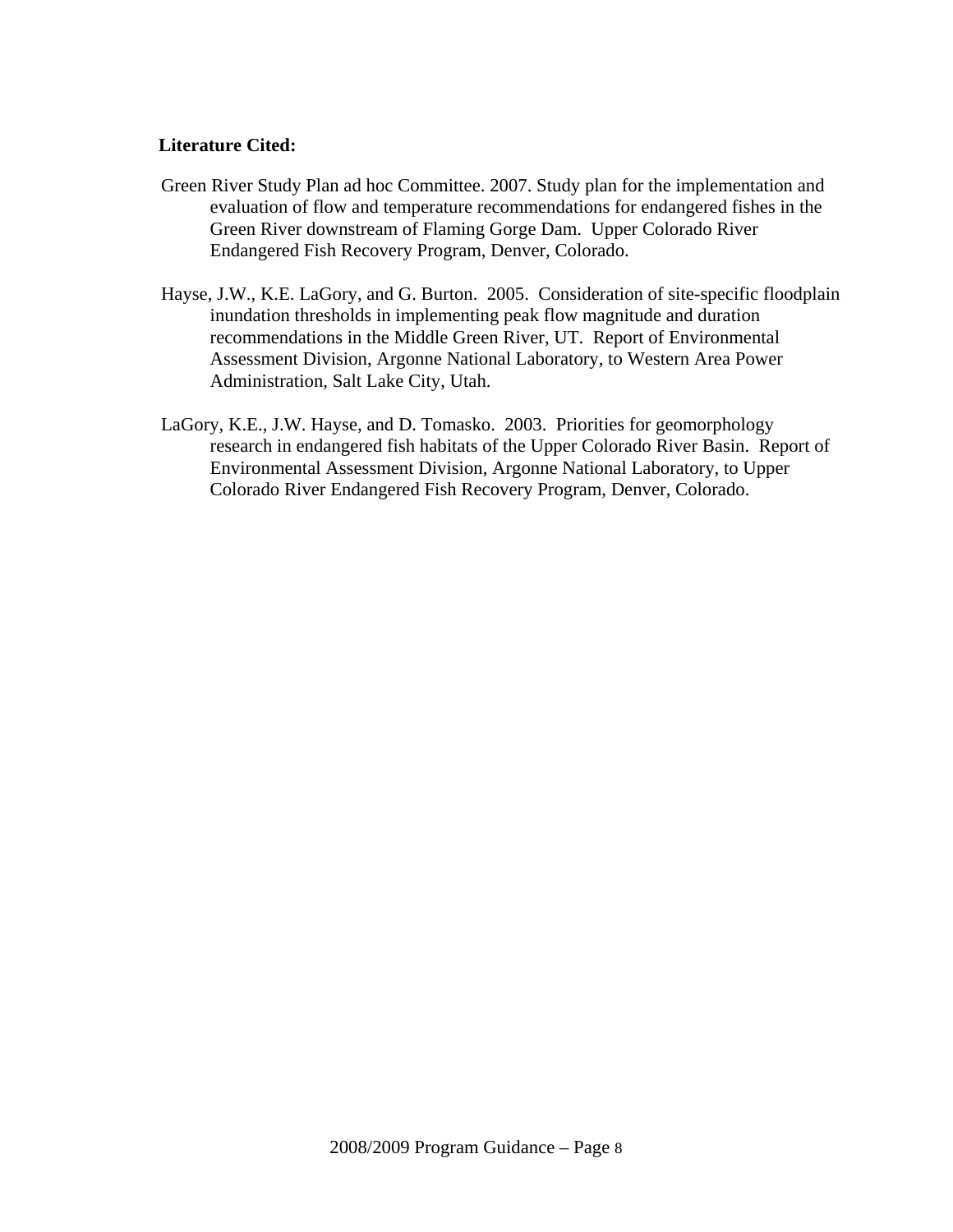**Literature Cited:**

Green River Study Plan ad hoc Committee. 2007. Study plan for the implementation and evaluation of flow and temperature recommendations for endangered fishes in the Green River downstream of Flaming Gorge Dam. Upper Colorado River Endangered Fish Recovery Program, Denver, Colorado.

Hayse, J.W., K.E. LaGory, and G. Burton. 2005. Consideration of site-specific floodplain inundation thresholds in implementing peak flow magnitude and duration recommendations in the Middle Green River, UT. Report of Environmental Assessment Division, Argonne National Laboratory, to Western Area Power Administration, Salt Lake City, Utah.

LaGory, K.E., J.W. Hayse, and D. Tomasko. 2003. Priorities for geomorphology research in endangered fish habitats of the Upper Colorado River Basin. Report of Environmental Assessment Division, Argonne National Laboratory, to Upper Colorado River Endangered Fish Recovery Program, Denver, Colorado.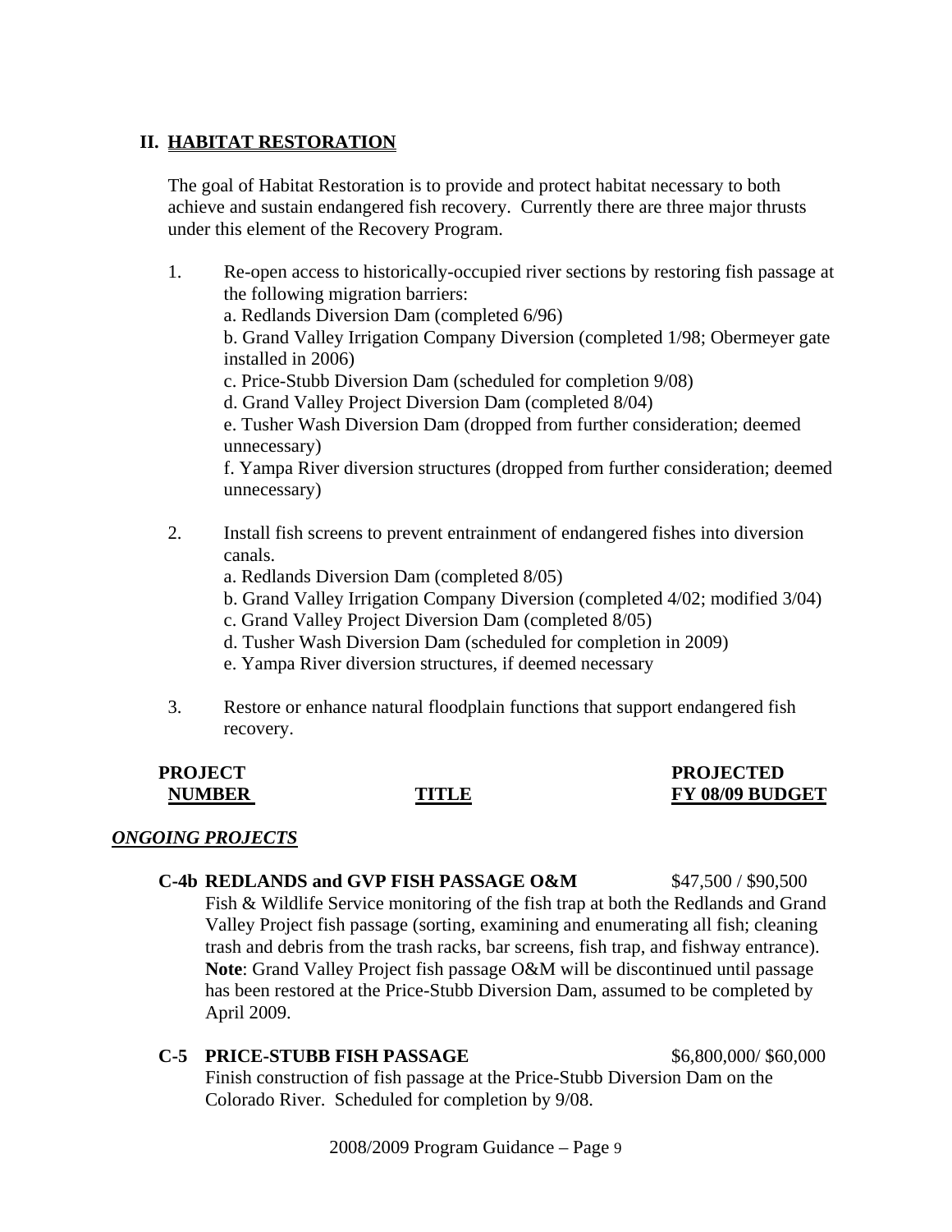## II. HABITAT RESTORATION

The goal of Habitat Restoration is to provide and protect habitat necessary to both achieve and sustain endangered fish recovery. Currently there are three major thrusts under this element of the Recovery Program.

1. Re-open access to historically-occupied river sections by restoring fish passage at the following migration barriers:
   a. Redlands Diversion Dam (completed 6/96)
   b. Grand Valley Irrigation Company Diversion (completed 1/98; Obermeyer gate installed in 2006)
   c. Price-Stubb Diversion Dam (scheduled for completion 9/08)
   d. Grand Valley Project Diversion Dam (completed 8/04)
   e. Tusher Wash Diversion Dam (dropped from further consideration; deemed unnecessary)
   f. Yampa River diversion structures (dropped from further consideration; deemed unnecessary)

2. Install fish screens to prevent entrainment of endangered fishes into diversion canals.
   a. Redlands Diversion Dam (completed 8/05)
   b. Grand Valley Irrigation Company Diversion (completed 4/02; modified 3/04)
   c. Grand Valley Project Diversion Dam (completed 8/05)
   d. Tusher Wash Diversion Dam (scheduled for completion in 2009)
   e. Yampa River diversion structures, if deemed necessary

3. Restore or enhance natural floodplain functions that support endangered fish recovery.

| PROJECT NUMBER | TITLE | PROJECTED FY 08/09 BUDGET |
|---|---|---|

***ONGOING PROJECTS***

**C-4b REDLANDS and GVP FISH PASSAGE O&M** — $47,500 / $90,500

Fish & Wildlife Service monitoring of the fish trap at both the Redlands and Grand Valley Project fish passage (sorting, examining and enumerating all fish; cleaning trash and debris from the trash racks, bar screens, fish trap, and fishway entrance). **Note**: Grand Valley Project fish passage O&M will be discontinued until passage has been restored at the Price-Stubb Diversion Dam, assumed to be completed by April 2009.

**C-5 PRICE-STUBB FISH PASSAGE** — $6,800,000/ $60,000

Finish construction of fish passage at the Price-Stubb Diversion Dam on the Colorado River. Scheduled for completion by 9/08.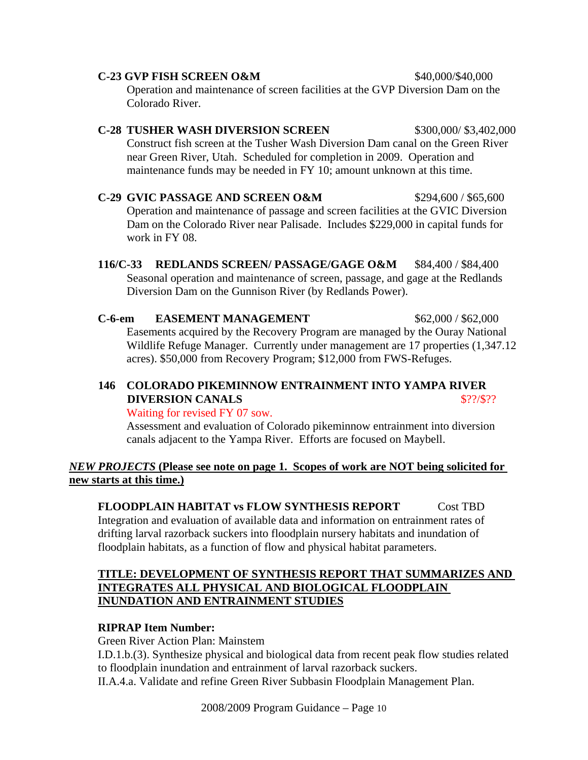**C-23 GVP FISH SCREEN O&M** $40,000/$40,000

Operation and maintenance of screen facilities at the GVP Diversion Dam on the Colorado River.

**C-28 TUSHER WASH DIVERSION SCREEN** $300,000/ $3,402,000

Construct fish screen at the Tusher Wash Diversion Dam canal on the Green River near Green River, Utah. Scheduled for completion in 2009. Operation and maintenance funds may be needed in FY 10; amount unknown at this time.

**C-29 GVIC PASSAGE AND SCREEN O&M** $294,600 / $65,600

Operation and maintenance of passage and screen facilities at the GVIC Diversion Dam on the Colorado River near Palisade. Includes $229,000 in capital funds for work in FY 08.

**116/C-33 REDLANDS SCREEN/ PASSAGE/GAGE O&M** $84,400 / $84,400

Seasonal operation and maintenance of screen, passage, and gage at the Redlands Diversion Dam on the Gunnison River (by Redlands Power).

**C-6-em EASEMENT MANAGEMENT** $62,000 / $62,000

Easements acquired by the Recovery Program are managed by the Ouray National Wildlife Refuge Manager. Currently under management are 17 properties (1,347.12 acres). $50,000 from Recovery Program; $12,000 from FWS-Refuges.

**146 COLORADO PIKEMINNOW ENTRAINMENT INTO YAMPA RIVER DIVERSION CANALS** $??/$??

Waiting for revised FY 07 sow.

Assessment and evaluation of Colorado pikeminnow entrainment into diversion canals adjacent to the Yampa River. Efforts are focused on Maybell.

***NEW PROJECTS*** **(Please see note on page 1. Scopes of work are NOT being solicited for new starts at this time.)**

**FLOODPLAIN HABITAT vs FLOW SYNTHESIS REPORT** Cost TBD

Integration and evaluation of available data and information on entrainment rates of drifting larval razorback suckers into floodplain nursery habitats and inundation of floodplain habitats, as a function of flow and physical habitat parameters.

**TITLE: DEVELOPMENT OF SYNTHESIS REPORT THAT SUMMARIZES AND INTEGRATES ALL PHYSICAL AND BIOLOGICAL FLOODPLAIN INUNDATION AND ENTRAINMENT STUDIES**

**RIPRAP Item Number:**

Green River Action Plan: Mainstem

I.D.1.b.(3). Synthesize physical and biological data from recent peak flow studies related to floodplain inundation and entrainment of larval razorback suckers.

II.A.4.a. Validate and refine Green River Subbasin Floodplain Management Plan.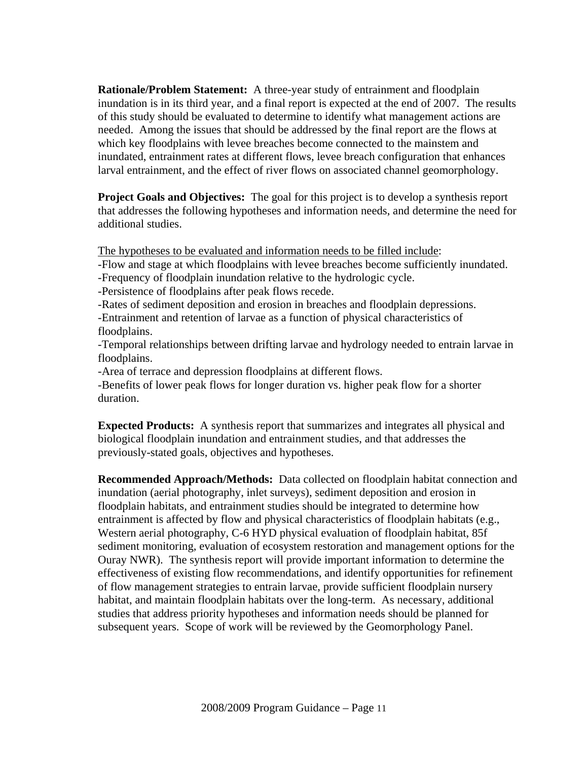**Rationale/Problem Statement:** A three-year study of entrainment and floodplain inundation is in its third year, and a final report is expected at the end of 2007. The results of this study should be evaluated to determine to identify what management actions are needed. Among the issues that should be addressed by the final report are the flows at which key floodplains with levee breaches become connected to the mainstem and inundated, entrainment rates at different flows, levee breach configuration that enhances larval entrainment, and the effect of river flows on associated channel geomorphology.

**Project Goals and Objectives:** The goal for this project is to develop a synthesis report that addresses the following hypotheses and information needs, and determine the need for additional studies.

<u>The hypotheses to be evaluated and information needs to be filled include</u>:

-Flow and stage at which floodplains with levee breaches become sufficiently inundated.

-Frequency of floodplain inundation relative to the hydrologic cycle.

-Persistence of floodplains after peak flows recede.

-Rates of sediment deposition and erosion in breaches and floodplain depressions.

-Entrainment and retention of larvae as a function of physical characteristics of floodplains.

-Temporal relationships between drifting larvae and hydrology needed to entrain larvae in floodplains.

-Area of terrace and depression floodplains at different flows.

-Benefits of lower peak flows for longer duration vs. higher peak flow for a shorter duration.

**Expected Products:** A synthesis report that summarizes and integrates all physical and biological floodplain inundation and entrainment studies, and that addresses the previously-stated goals, objectives and hypotheses.

**Recommended Approach/Methods:** Data collected on floodplain habitat connection and inundation (aerial photography, inlet surveys), sediment deposition and erosion in floodplain habitats, and entrainment studies should be integrated to determine how entrainment is affected by flow and physical characteristics of floodplain habitats (e.g., Western aerial photography, C-6 HYD physical evaluation of floodplain habitat, 85f sediment monitoring, evaluation of ecosystem restoration and management options for the Ouray NWR). The synthesis report will provide important information to determine the effectiveness of existing flow recommendations, and identify opportunities for refinement of flow management strategies to entrain larvae, provide sufficient floodplain nursery habitat, and maintain floodplain habitats over the long-term. As necessary, additional studies that address priority hypotheses and information needs should be planned for subsequent years. Scope of work will be reviewed by the Geomorphology Panel.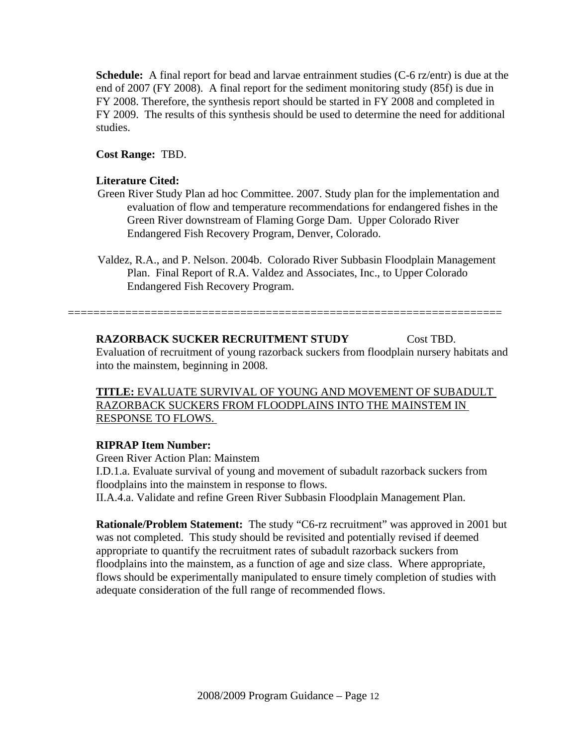**Schedule:** A final report for bead and larvae entrainment studies (C-6 rz/entr) is due at the end of 2007 (FY 2008). A final report for the sediment monitoring study (85f) is due in FY 2008. Therefore, the synthesis report should be started in FY 2008 and completed in FY 2009. The results of this synthesis should be used to determine the need for additional studies.

**Cost Range:** TBD.

**Literature Cited:**

Green River Study Plan ad hoc Committee. 2007. Study plan for the implementation and evaluation of flow and temperature recommendations for endangered fishes in the Green River downstream of Flaming Gorge Dam. Upper Colorado River Endangered Fish Recovery Program, Denver, Colorado.

Valdez, R.A., and P. Nelson. 2004b. Colorado River Subbasin Floodplain Management Plan. Final Report of R.A. Valdez and Associates, Inc., to Upper Colorado Endangered Fish Recovery Program.

==================================================================

**RAZORBACK SUCKER RECRUITMENT STUDY** Cost TBD.

Evaluation of recruitment of young razorback suckers from floodplain nursery habitats and into the mainstem, beginning in 2008.

**TITLE:** EVALUATE SURVIVAL OF YOUNG AND MOVEMENT OF SUBADULT RAZORBACK SUCKERS FROM FLOODPLAINS INTO THE MAINSTEM IN RESPONSE TO FLOWS.

**RIPRAP Item Number:**

Green River Action Plan: Mainstem

I.D.1.a. Evaluate survival of young and movement of subadult razorback suckers from floodplains into the mainstem in response to flows.

II.A.4.a. Validate and refine Green River Subbasin Floodplain Management Plan.

**Rationale/Problem Statement:** The study "C6-rz recruitment" was approved in 2001 but was not completed. This study should be revisited and potentially revised if deemed appropriate to quantify the recruitment rates of subadult razorback suckers from floodplains into the mainstem, as a function of age and size class. Where appropriate, flows should be experimentally manipulated to ensure timely completion of studies with adequate consideration of the full range of recommended flows.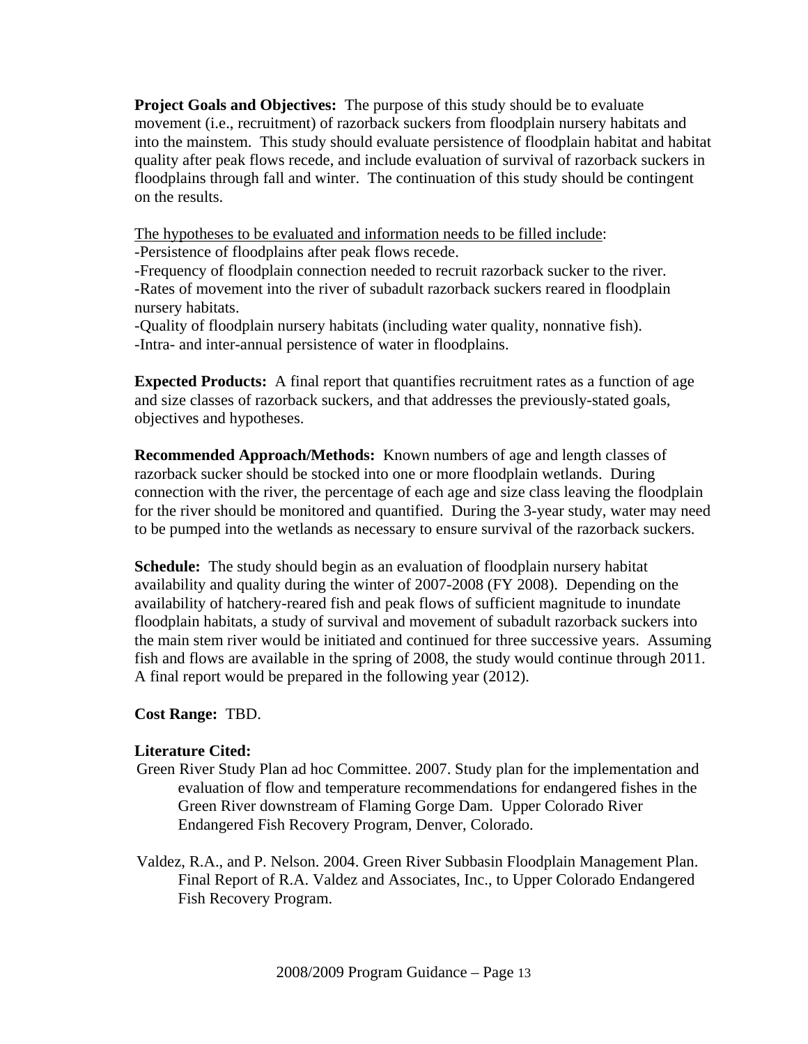**Project Goals and Objectives:** The purpose of this study should be to evaluate movement (i.e., recruitment) of razorback suckers from floodplain nursery habitats and into the mainstem. This study should evaluate persistence of floodplain habitat and habitat quality after peak flows recede, and include evaluation of survival of razorback suckers in floodplains through fall and winter. The continuation of this study should be contingent on the results.

<u>The hypotheses to be evaluated and information needs to be filled include</u>:

-Persistence of floodplains after peak flows recede.

-Frequency of floodplain connection needed to recruit razorback sucker to the river.

-Rates of movement into the river of subadult razorback suckers reared in floodplain nursery habitats.

-Quality of floodplain nursery habitats (including water quality, nonnative fish).

-Intra- and inter-annual persistence of water in floodplains.

**Expected Products:** A final report that quantifies recruitment rates as a function of age and size classes of razorback suckers, and that addresses the previously-stated goals, objectives and hypotheses.

**Recommended Approach/Methods:** Known numbers of age and length classes of razorback sucker should be stocked into one or more floodplain wetlands. During connection with the river, the percentage of each age and size class leaving the floodplain for the river should be monitored and quantified. During the 3-year study, water may need to be pumped into the wetlands as necessary to ensure survival of the razorback suckers.

**Schedule:** The study should begin as an evaluation of floodplain nursery habitat availability and quality during the winter of 2007-2008 (FY 2008). Depending on the availability of hatchery-reared fish and peak flows of sufficient magnitude to inundate floodplain habitats, a study of survival and movement of subadult razorback suckers into the main stem river would be initiated and continued for three successive years. Assuming fish and flows are available in the spring of 2008, the study would continue through 2011. A final report would be prepared in the following year (2012).

**Cost Range:** TBD.

**Literature Cited:**

Green River Study Plan ad hoc Committee. 2007. Study plan for the implementation and evaluation of flow and temperature recommendations for endangered fishes in the Green River downstream of Flaming Gorge Dam. Upper Colorado River Endangered Fish Recovery Program, Denver, Colorado.

Valdez, R.A., and P. Nelson. 2004. Green River Subbasin Floodplain Management Plan. Final Report of R.A. Valdez and Associates, Inc., to Upper Colorado Endangered Fish Recovery Program.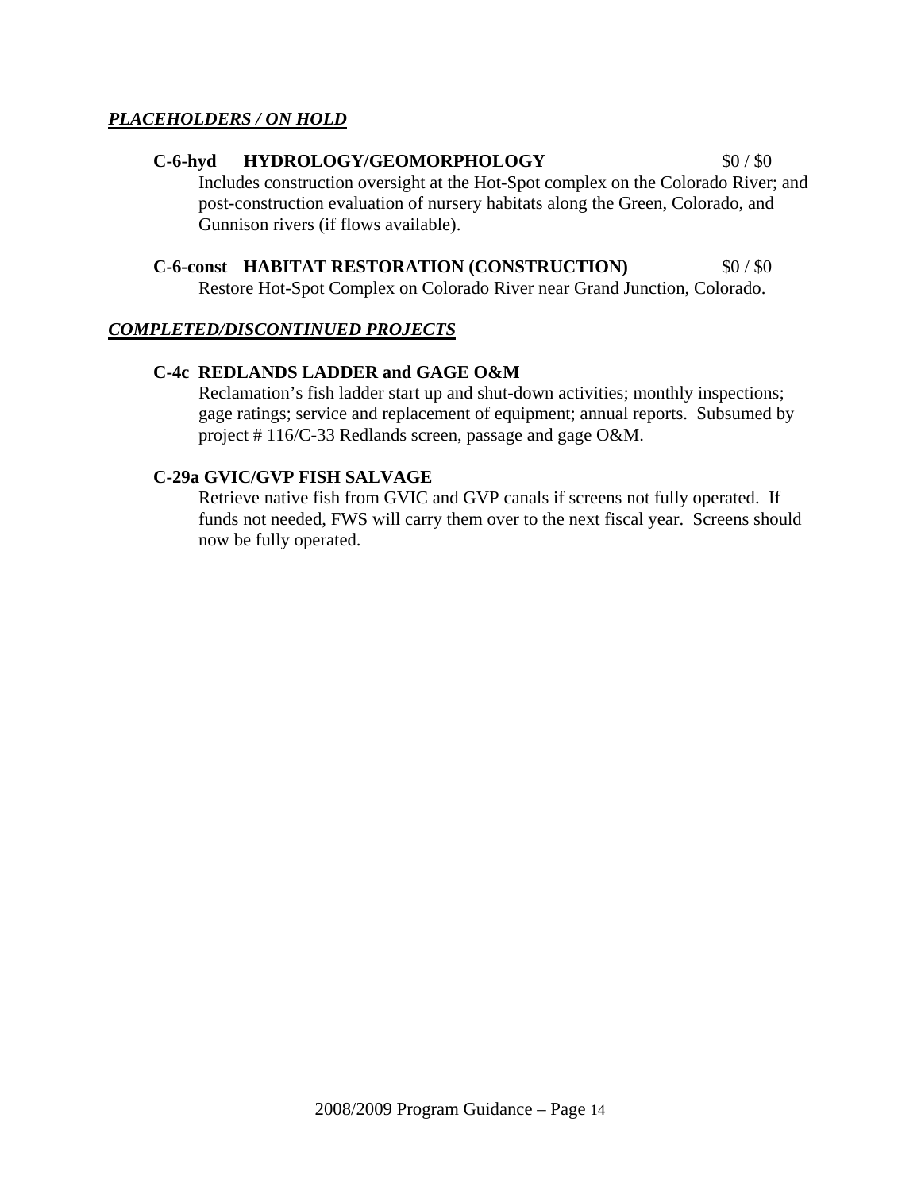***PLACEHOLDERS / ON HOLD***

**C-6-hyd HYDROLOGY/GEOMORPHOLOGY** $0 / $0

Includes construction oversight at the Hot-Spot complex on the Colorado River; and post-construction evaluation of nursery habitats along the Green, Colorado, and Gunnison rivers (if flows available).

**C-6-const HABITAT RESTORATION (CONSTRUCTION)** $0 / $0

Restore Hot-Spot Complex on Colorado River near Grand Junction, Colorado.

***COMPLETED/DISCONTINUED PROJECTS***

**C-4c REDLANDS LADDER and GAGE O&M**

Reclamation's fish ladder start up and shut-down activities; monthly inspections; gage ratings; service and replacement of equipment; annual reports. Subsumed by project # 116/C-33 Redlands screen, passage and gage O&M.

**C-29a GVIC/GVP FISH SALVAGE**

Retrieve native fish from GVIC and GVP canals if screens not fully operated. If funds not needed, FWS will carry them over to the next fiscal year. Screens should now be fully operated.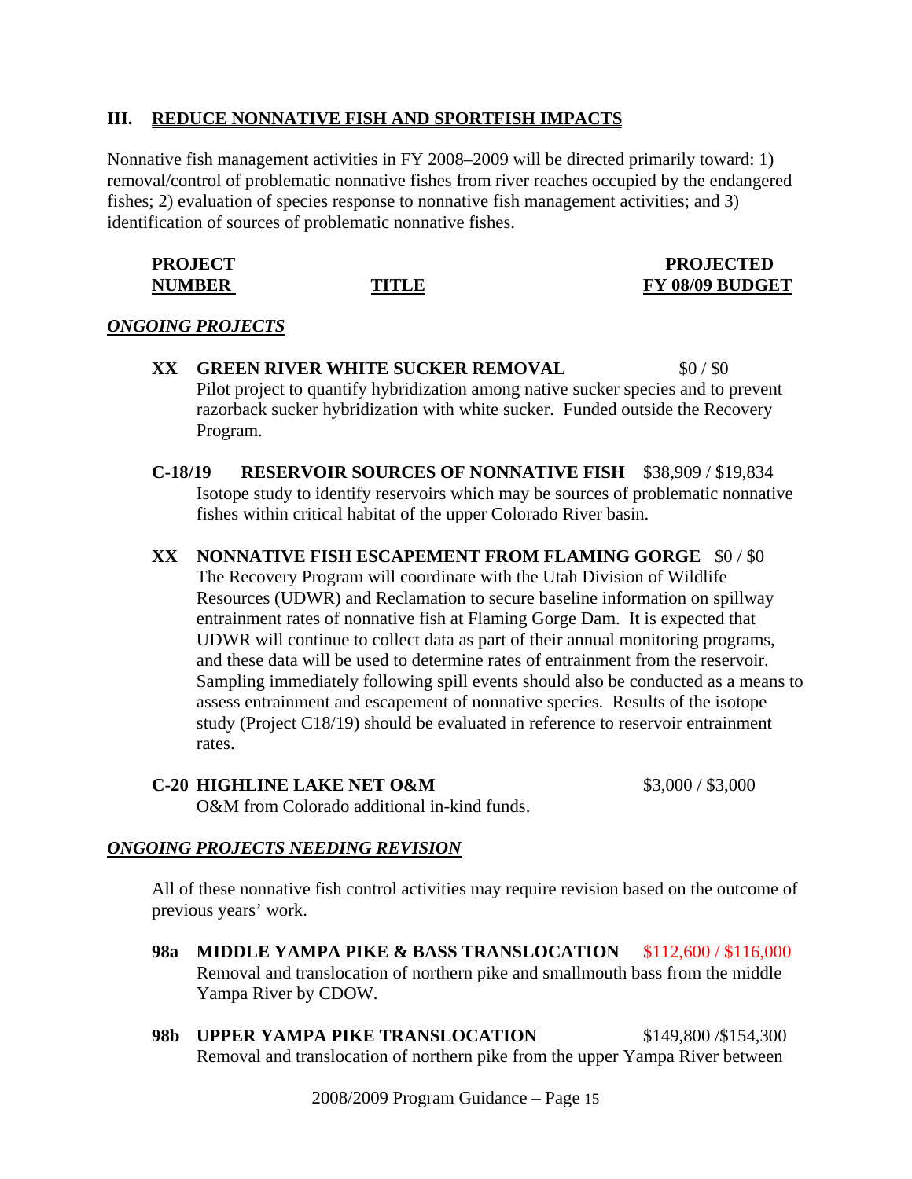## III. REDUCE NONNATIVE FISH AND SPORTFISH IMPACTS

Nonnative fish management activities in FY 2008–2009 will be directed primarily toward: 1) removal/control of problematic nonnative fishes from river reaches occupied by the endangered fishes; 2) evaluation of species response to nonnative fish management activities; and 3) identification of sources of problematic nonnative fishes.

| PROJECT NUMBER | TITLE | PROJECTED FY 08/09 BUDGET |
|---|---|---|

### *ONGOING PROJECTS*

**XX GREEN RIVER WHITE SUCKER REMOVAL** $0 / $0
Pilot project to quantify hybridization among native sucker species and to prevent razorback sucker hybridization with white sucker. Funded outside the Recovery Program.

**C-18/19 RESERVOIR SOURCES OF NONNATIVE FISH** $38,909 / $19,834
Isotope study to identify reservoirs which may be sources of problematic nonnative fishes within critical habitat of the upper Colorado River basin.

**XX NONNATIVE FISH ESCAPEMENT FROM FLAMING GORGE** $0 / $0
The Recovery Program will coordinate with the Utah Division of Wildlife Resources (UDWR) and Reclamation to secure baseline information on spillway entrainment rates of nonnative fish at Flaming Gorge Dam. It is expected that UDWR will continue to collect data as part of their annual monitoring programs, and these data will be used to determine rates of entrainment from the reservoir. Sampling immediately following spill events should also be conducted as a means to assess entrainment and escapement of nonnative species. Results of the isotope study (Project C18/19) should be evaluated in reference to reservoir entrainment rates.

**C-20 HIGHLINE LAKE NET O&M** $3,000 / $3,000
O&M from Colorado additional in-kind funds.

### *ONGOING PROJECTS NEEDING REVISION*

All of these nonnative fish control activities may require revision based on the outcome of previous years' work.

**98a MIDDLE YAMPA PIKE & BASS TRANSLOCATION** $112,600 / $116,000
Removal and translocation of northern pike and smallmouth bass from the middle Yampa River by CDOW.

**98b UPPER YAMPA PIKE TRANSLOCATION** $149,800 /$154,300
Removal and translocation of northern pike from the upper Yampa River between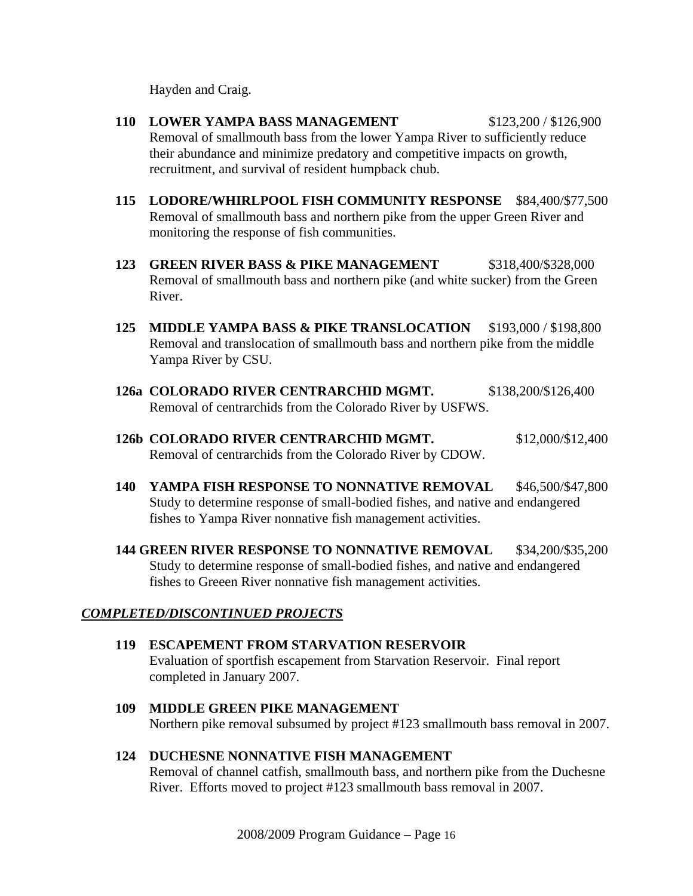Hayden and Craig.

**110 LOWER YAMPA BASS MANAGEMENT** $123,200 / $126,900
Removal of smallmouth bass from the lower Yampa River to sufficiently reduce their abundance and minimize predatory and competitive impacts on growth, recruitment, and survival of resident humpback chub.

**115 LODORE/WHIRLPOOL FISH COMMUNITY RESPONSE** $84,400/$77,500
Removal of smallmouth bass and northern pike from the upper Green River and monitoring the response of fish communities.

**123 GREEN RIVER BASS & PIKE MANAGEMENT** $318,400/$328,000
Removal of smallmouth bass and northern pike (and white sucker) from the Green River.

**125 MIDDLE YAMPA BASS & PIKE TRANSLOCATION** $193,000 / $198,800
Removal and translocation of smallmouth bass and northern pike from the middle Yampa River by CSU.

**126a COLORADO RIVER CENTRARCHID MGMT.** $138,200/$126,400
Removal of centrarchids from the Colorado River by USFWS.

**126b COLORADO RIVER CENTRARCHID MGMT.** $12,000/$12,400
Removal of centrarchids from the Colorado River by CDOW.

**140 YAMPA FISH RESPONSE TO NONNATIVE REMOVAL** $46,500/$47,800
Study to determine response of small-bodied fishes, and native and endangered fishes to Yampa River nonnative fish management activities.

**144 GREEN RIVER RESPONSE TO NONNATIVE REMOVAL** $34,200/$35,200
Study to determine response of small-bodied fishes, and native and endangered fishes to Greeen River nonnative fish management activities.

***COMPLETED/DISCONTINUED PROJECTS***

**119 ESCAPEMENT FROM STARVATION RESERVOIR**
Evaluation of sportfish escapement from Starvation Reservoir. Final report completed in January 2007.

**109 MIDDLE GREEN PIKE MANAGEMENT**
Northern pike removal subsumed by project #123 smallmouth bass removal in 2007.

**124 DUCHESNE NONNATIVE FISH MANAGEMENT**
Removal of channel catfish, smallmouth bass, and northern pike from the Duchesne River. Efforts moved to project #123 smallmouth bass removal in 2007.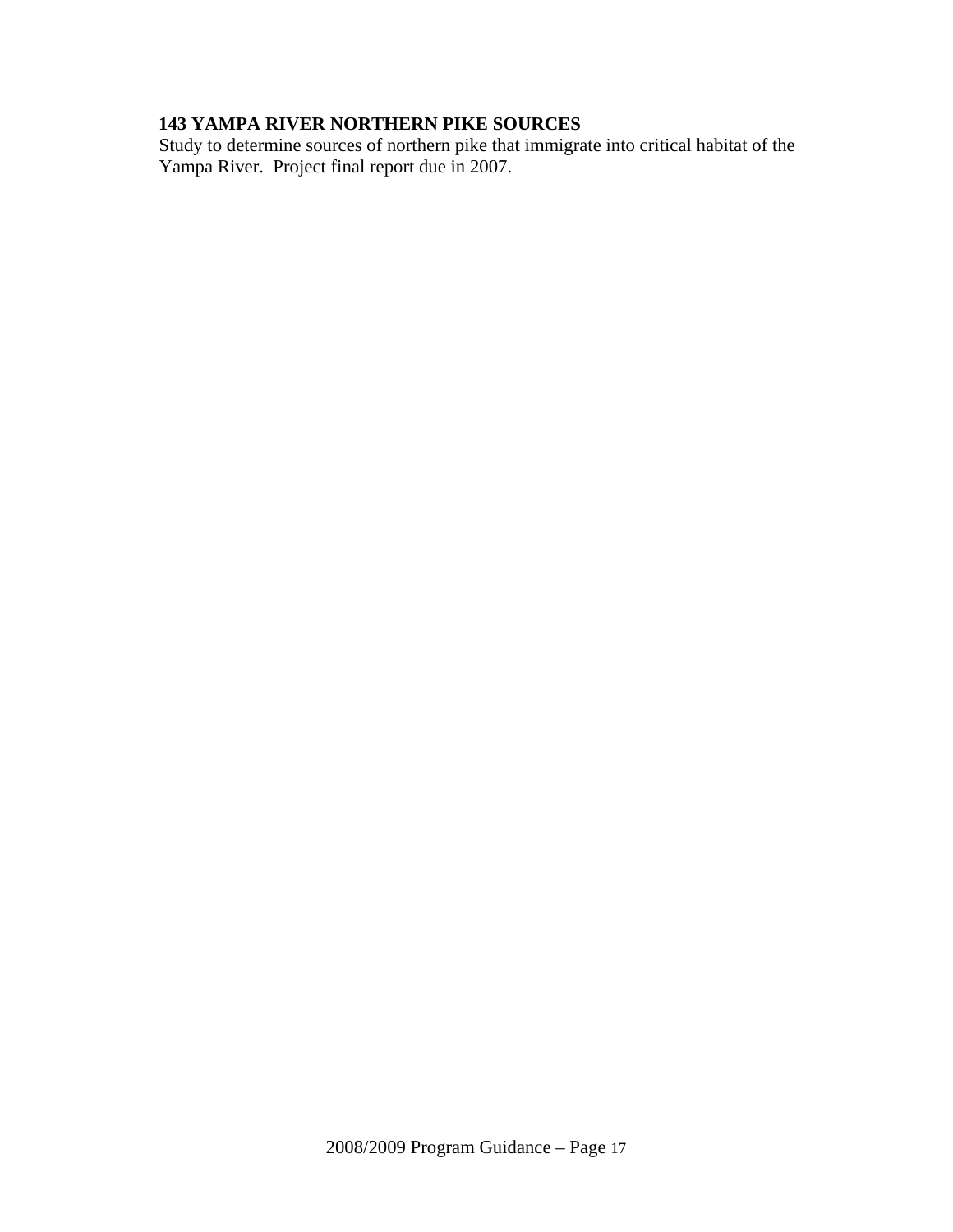**143 YAMPA RIVER NORTHERN PIKE SOURCES**

Study to determine sources of northern pike that immigrate into critical habitat of the Yampa River. Project final report due in 2007.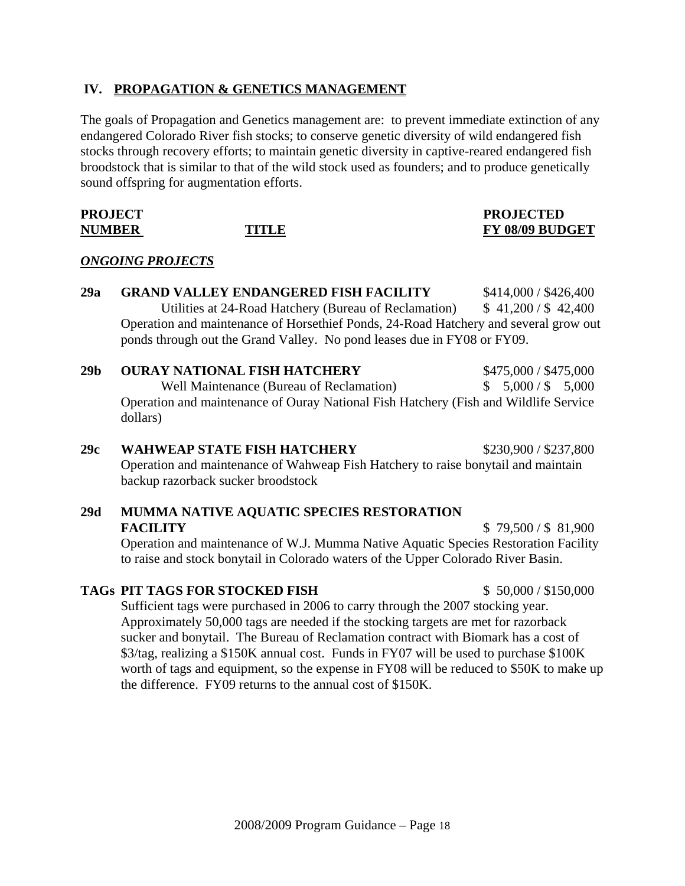## IV. PROPAGATION & GENETICS MANAGEMENT

The goals of Propagation and Genetics management are: to prevent immediate extinction of any endangered Colorado River fish stocks; to conserve genetic diversity of wild endangered fish stocks through recovery efforts; to maintain genetic diversity in captive-reared endangered fish broodstock that is similar to that of the wild stock used as founders; and to produce genetically sound offspring for augmentation efforts.

| PROJECT NUMBER | TITLE | PROJECTED FY 08/09 BUDGET |
|---|---|---|

### *ONGOING PROJECTS*

**29a GRAND VALLEY ENDANGERED FISH FACILITY** — $414,000 / $426,400

Utilities at 24-Road Hatchery (Bureau of Reclamation) — $ 41,200 / $ 42,400

Operation and maintenance of Horsethief Ponds, 24-Road Hatchery and several grow out ponds through out the Grand Valley. No pond leases due in FY08 or FY09.

**29b OURAY NATIONAL FISH HATCHERY** — $475,000 / $475,000

Well Maintenance (Bureau of Reclamation) — $ 5,000 / $ 5,000

Operation and maintenance of Ouray National Fish Hatchery (Fish and Wildlife Service dollars)

**29c WAHWEAP STATE FISH HATCHERY** — $230,900 / $237,800

Operation and maintenance of Wahweap Fish Hatchery to raise bonytail and maintain backup razorback sucker broodstock

**29d MUMMA NATIVE AQUATIC SPECIES RESTORATION FACILITY** — $ 79,500 / $ 81,900

Operation and maintenance of W.J. Mumma Native Aquatic Species Restoration Facility to raise and stock bonytail in Colorado waters of the Upper Colorado River Basin.

**TAGs PIT TAGS FOR STOCKED FISH** — $ 50,000 / $150,000

Sufficient tags were purchased in 2006 to carry through the 2007 stocking year. Approximately 50,000 tags are needed if the stocking targets are met for razorback sucker and bonytail. The Bureau of Reclamation contract with Biomark has a cost of $3/tag, realizing a $150K annual cost. Funds in FY07 will be used to purchase $100K worth of tags and equipment, so the expense in FY08 will be reduced to $50K to make up the difference. FY09 returns to the annual cost of $150K.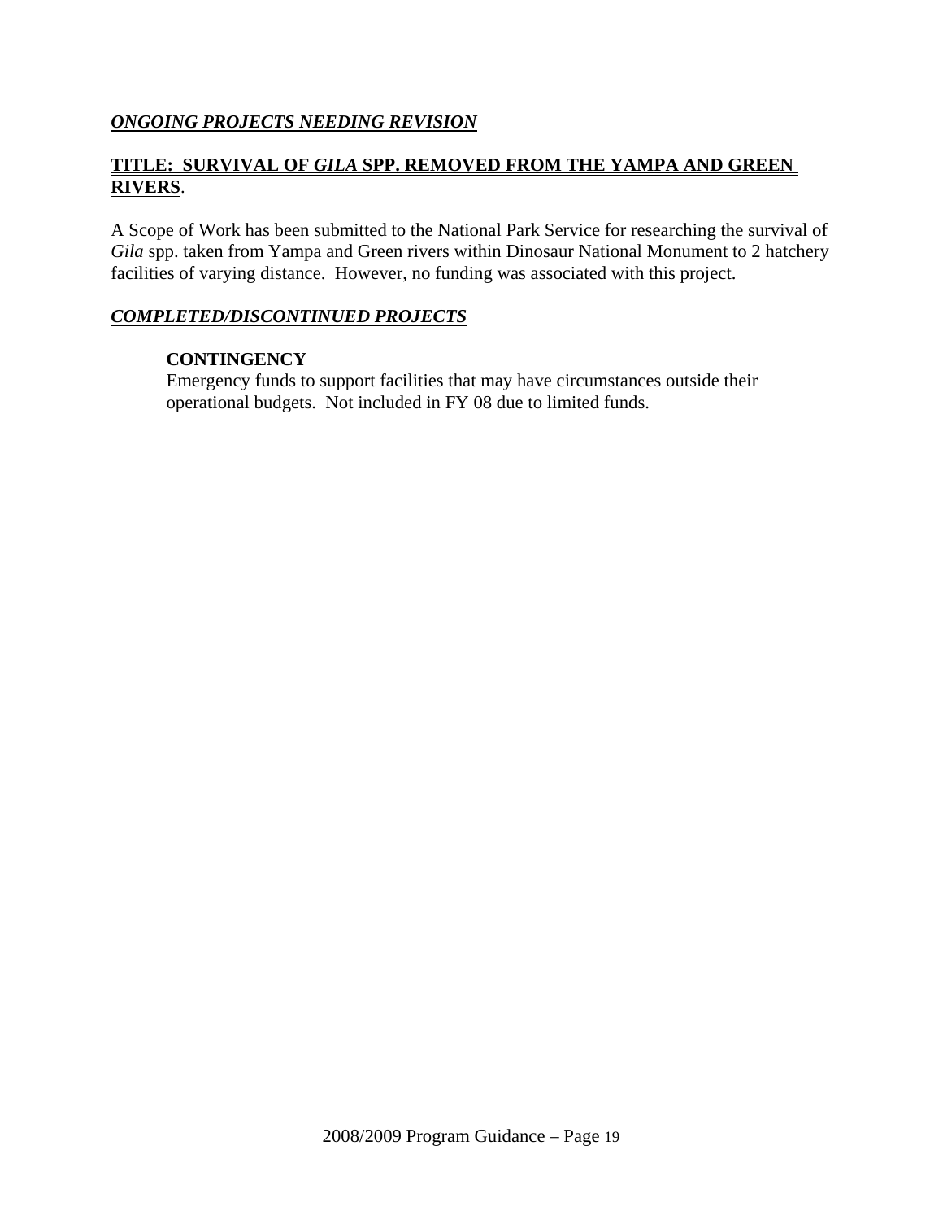## ***ONGOING PROJECTS NEEDING REVISION***

### **TITLE: SURVIVAL OF *GILA* SPP. REMOVED FROM THE YAMPA AND GREEN RIVERS**.

A Scope of Work has been submitted to the National Park Service for researching the survival of *Gila* spp. taken from Yampa and Green rivers within Dinosaur National Monument to 2 hatchery facilities of varying distance. However, no funding was associated with this project.

## ***COMPLETED/DISCONTINUED PROJECTS***

### **CONTINGENCY**

Emergency funds to support facilities that may have circumstances outside their operational budgets. Not included in FY 08 due to limited funds.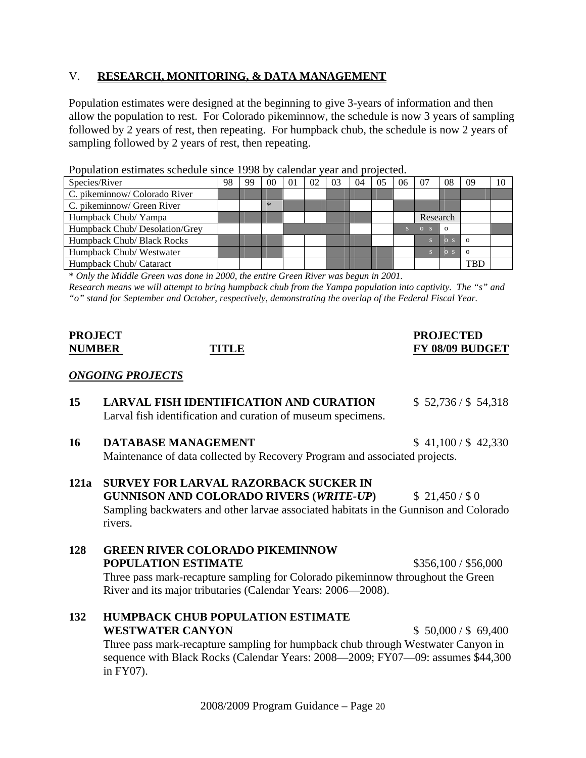## V. RESEARCH, MONITORING, & DATA MANAGEMENT

Population estimates were designed at the beginning to give 3-years of information and then allow the population to rest. For Colorado pikeminnow, the schedule is now 3 years of sampling followed by 2 years of rest, then repeating. For humpback chub, the schedule is now 2 years of sampling followed by 2 years of rest, then repeating.

Population estimates schedule since 1998 by calendar year and projected.

| Species/River | 98 | 99 | 00 | 01 | 02 | 03 | 04 | 05 | 06 | 07 | 08 | 09 | 10 |
|---|---|---|---|---|---|---|---|---|---|---|---|---|---|
| C. pikeminnow/ Colorado River | | | | | | | | | | | | | |
| C. pikeminnow/ Green River | | | * | | | | | | | | | | |
| Humpback Chub/ Yampa | | | | | | | | | | Research | | | |
| Humpback Chub/ Desolation/Grey | | | | | | | | | s | o s | o | | |
| Humpback Chub/ Black Rocks | | | | | | | | | | s | o s | o | |
| Humpback Chub/ Westwater | | | | | | | | | | s | o s | o | |
| Humpback Chub/ Cataract | | | | | | | | | | | | TBD | |

\* *Only the Middle Green was done in 2000, the entire Green River was begun in 2001.*
*Research means we will attempt to bring humpback chub from the Yampa population into captivity. The "s" and "o" stand for September and October, respectively, demonstrating the overlap of the Federal Fiscal Year.*

| **PROJECT NUMBER** | **TITLE** | **PROJECTED FY 08/09 BUDGET** |
|---|---|---|

### *ONGOING PROJECTS*

**15 LARVAL FISH IDENTIFICATION AND CURATION** — $ 52,736 / $ 54,318
Larval fish identification and curation of museum specimens.

**16 DATABASE MANAGEMENT** — $ 41,100 / $ 42,330
Maintenance of data collected by Recovery Program and associated projects.

**121a SURVEY FOR LARVAL RAZORBACK SUCKER IN GUNNISON AND COLORADO RIVERS (*WRITE-UP*)** — $ 21,450 / $ 0
Sampling backwaters and other larvae associated habitats in the Gunnison and Colorado rivers.

**128 GREEN RIVER COLORADO PIKEMINNOW POPULATION ESTIMATE** — $356,100 / $56,000
Three pass mark-recapture sampling for Colorado pikeminnow throughout the Green River and its major tributaries (Calendar Years: 2006—2008).

**132 HUMPBACK CHUB POPULATION ESTIMATE WESTWATER CANYON** — $ 50,000 / $ 69,400
Three pass mark-recapture sampling for humpback chub through Westwater Canyon in sequence with Black Rocks (Calendar Years: 2008—2009; FY07—09: assumes $44,300 in FY07).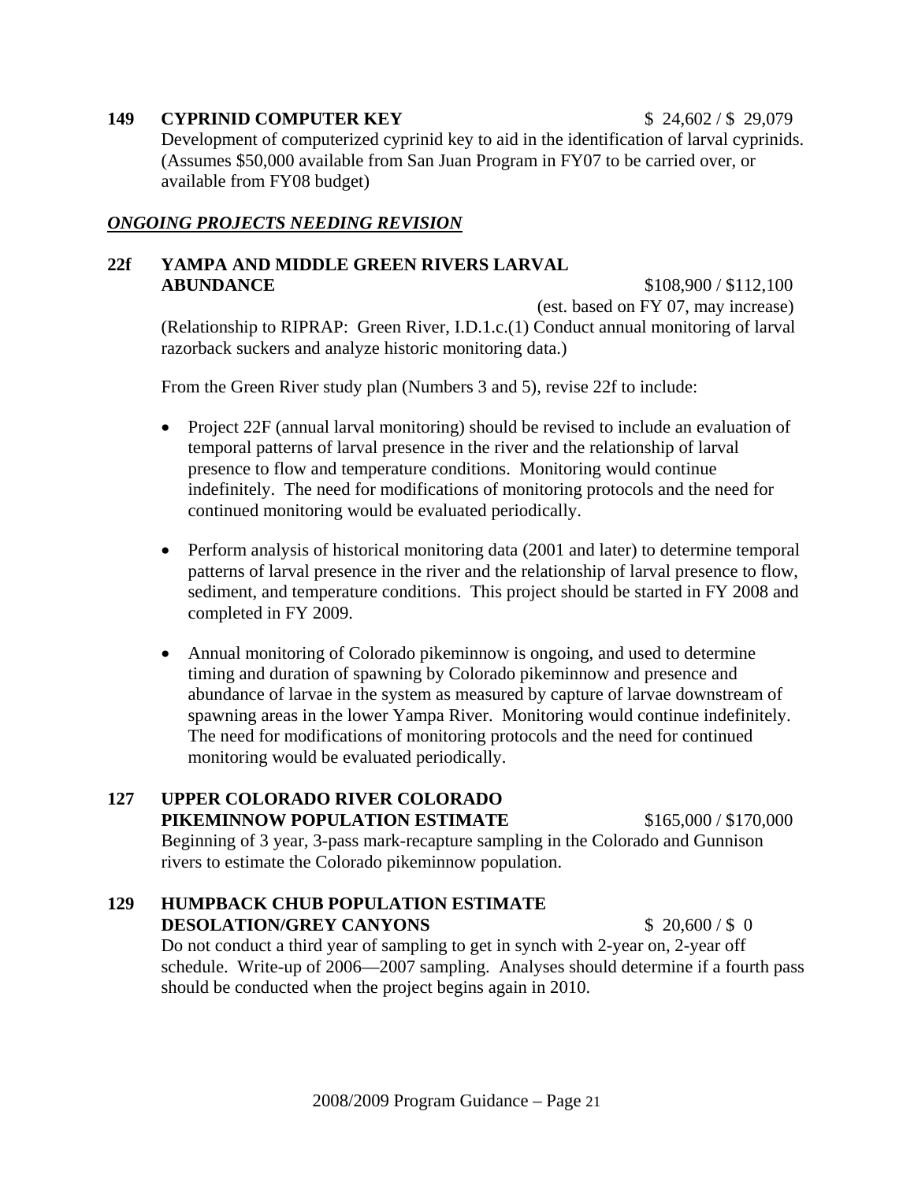**149 CYPRINID COMPUTER KEY** $ 24,602 / $ 29,079

Development of computerized cyprinid key to aid in the identification of larval cyprinids. (Assumes $50,000 available from San Juan Program in FY07 to be carried over, or available from FY08 budget)

***ONGOING PROJECTS NEEDING REVISION***

**22f YAMPA AND MIDDLE GREEN RIVERS LARVAL ABUNDANCE** $108,900 / $112,100

(est. based on FY 07, may increase)

(Relationship to RIPRAP: Green River, I.D.1.c.(1) Conduct annual monitoring of larval razorback suckers and analyze historic monitoring data.)

From the Green River study plan (Numbers 3 and 5), revise 22f to include:

- Project 22F (annual larval monitoring) should be revised to include an evaluation of temporal patterns of larval presence in the river and the relationship of larval presence to flow and temperature conditions. Monitoring would continue indefinitely. The need for modifications of monitoring protocols and the need for continued monitoring would be evaluated periodically.
- Perform analysis of historical monitoring data (2001 and later) to determine temporal patterns of larval presence in the river and the relationship of larval presence to flow, sediment, and temperature conditions. This project should be started in FY 2008 and completed in FY 2009.
- Annual monitoring of Colorado pikeminnow is ongoing, and used to determine timing and duration of spawning by Colorado pikeminnow and presence and abundance of larvae in the system as measured by capture of larvae downstream of spawning areas in the lower Yampa River. Monitoring would continue indefinitely. The need for modifications of monitoring protocols and the need for continued monitoring would be evaluated periodically.

**127 UPPER COLORADO RIVER COLORADO PIKEMINNOW POPULATION ESTIMATE** $165,000 / $170,000

Beginning of 3 year, 3-pass mark-recapture sampling in the Colorado and Gunnison rivers to estimate the Colorado pikeminnow population.

**129 HUMPBACK CHUB POPULATION ESTIMATE DESOLATION/GREY CANYONS** $ 20,600 / $ 0

Do not conduct a third year of sampling to get in synch with 2-year on, 2-year off schedule. Write-up of 2006—2007 sampling. Analyses should determine if a fourth pass should be conducted when the project begins again in 2010.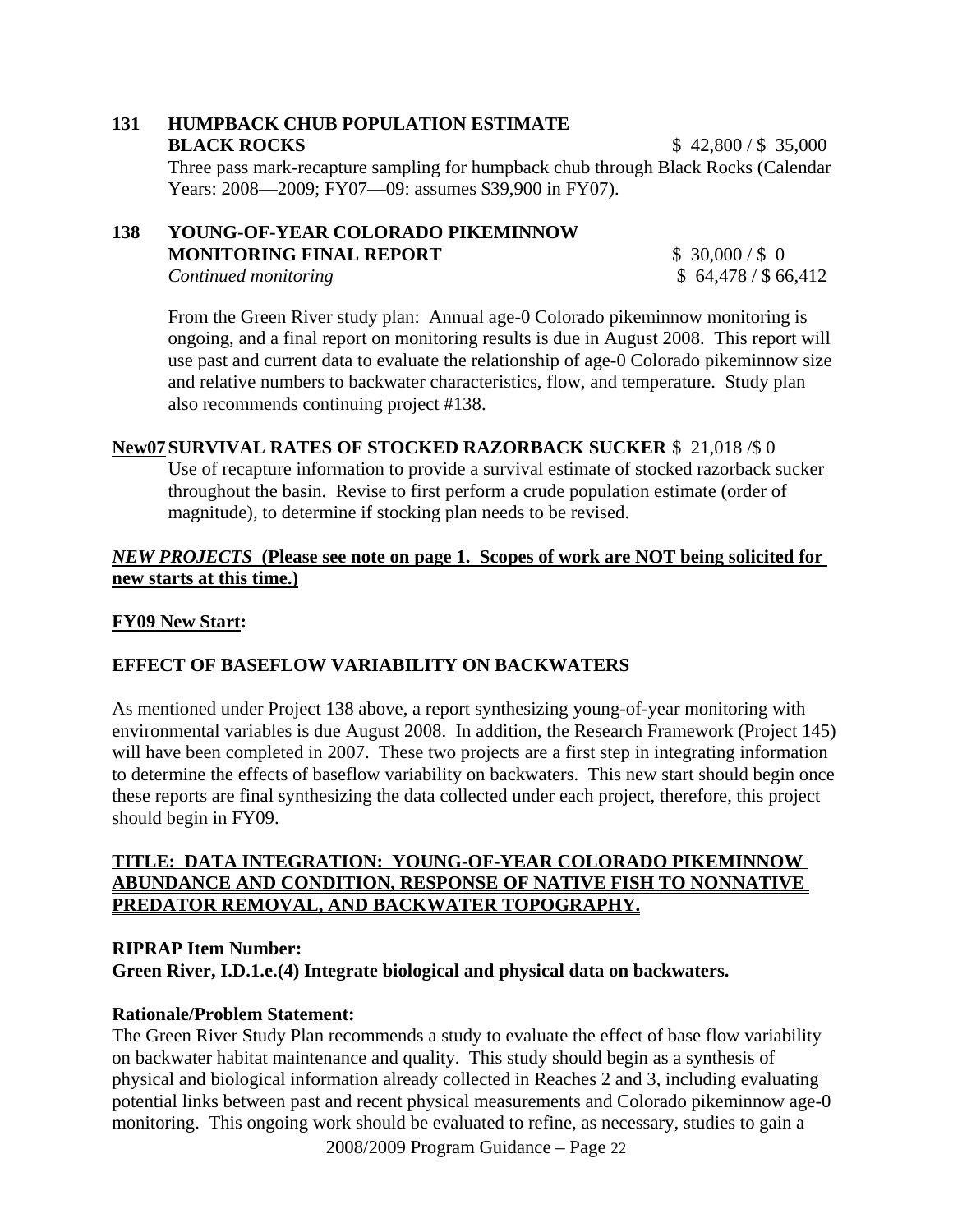**131 HUMPBACK CHUB POPULATION ESTIMATE BLACK ROCKS** $ 42,800 / $ 35,000

Three pass mark-recapture sampling for humpback chub through Black Rocks (Calendar Years: 2008—2009; FY07—09: assumes $39,900 in FY07).

**138 YOUNG-OF-YEAR COLORADO PIKEMINNOW MONITORING FINAL REPORT** $ 30,000 / $ 0

*Continued monitoring* $ 64,478 / $ 66,412

From the Green River study plan: Annual age-0 Colorado pikeminnow monitoring is ongoing, and a final report on monitoring results is due in August 2008. This report will use past and current data to evaluate the relationship of age-0 Colorado pikeminnow size and relative numbers to backwater characteristics, flow, and temperature. Study plan also recommends continuing project #138.

**New07 SURVIVAL RATES OF STOCKED RAZORBACK SUCKER** $ 21,018 /$ 0

Use of recapture information to provide a survival estimate of stocked razorback sucker throughout the basin. Revise to first perform a crude population estimate (order of magnitude), to determine if stocking plan needs to be revised.

***NEW PROJECTS*** **(Please see note on page 1. Scopes of work are NOT being solicited for new starts at this time.)**

**FY09 New Start:**

**EFFECT OF BASEFLOW VARIABILITY ON BACKWATERS**

As mentioned under Project 138 above, a report synthesizing young-of-year monitoring with environmental variables is due August 2008. In addition, the Research Framework (Project 145) will have been completed in 2007. These two projects are a first step in integrating information to determine the effects of baseflow variability on backwaters. This new start should begin once these reports are final synthesizing the data collected under each project, therefore, this project should begin in FY09.

**TITLE: DATA INTEGRATION: YOUNG-OF-YEAR COLORADO PIKEMINNOW ABUNDANCE AND CONDITION, RESPONSE OF NATIVE FISH TO NONNATIVE PREDATOR REMOVAL, AND BACKWATER TOPOGRAPHY.**

**RIPRAP Item Number:**
**Green River, I.D.1.e.(4) Integrate biological and physical data on backwaters.**

**Rationale/Problem Statement:**
The Green River Study Plan recommends a study to evaluate the effect of base flow variability on backwater habitat maintenance and quality. This study should begin as a synthesis of physical and biological information already collected in Reaches 2 and 3, including evaluating potential links between past and recent physical measurements and Colorado pikeminnow age-0 monitoring. This ongoing work should be evaluated to refine, as necessary, studies to gain a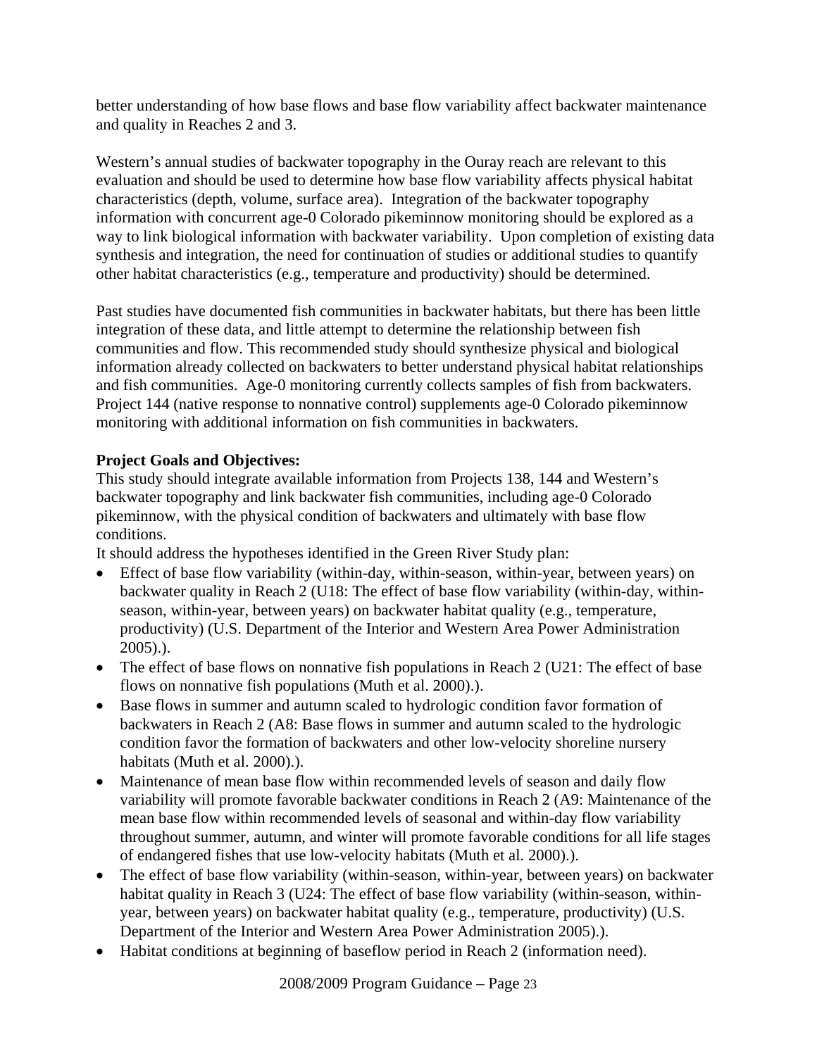better understanding of how base flows and base flow variability affect backwater maintenance and quality in Reaches 2 and 3.

Western's annual studies of backwater topography in the Ouray reach are relevant to this evaluation and should be used to determine how base flow variability affects physical habitat characteristics (depth, volume, surface area). Integration of the backwater topography information with concurrent age-0 Colorado pikeminnow monitoring should be explored as a way to link biological information with backwater variability. Upon completion of existing data synthesis and integration, the need for continuation of studies or additional studies to quantify other habitat characteristics (e.g., temperature and productivity) should be determined.

Past studies have documented fish communities in backwater habitats, but there has been little integration of these data, and little attempt to determine the relationship between fish communities and flow. This recommended study should synthesize physical and biological information already collected on backwaters to better understand physical habitat relationships and fish communities. Age-0 monitoring currently collects samples of fish from backwaters. Project 144 (native response to nonnative control) supplements age-0 Colorado pikeminnow monitoring with additional information on fish communities in backwaters.

**Project Goals and Objectives:**

This study should integrate available information from Projects 138, 144 and Western's backwater topography and link backwater fish communities, including age-0 Colorado pikeminnow, with the physical condition of backwaters and ultimately with base flow conditions.

It should address the hypotheses identified in the Green River Study plan:

- Effect of base flow variability (within-day, within-season, within-year, between years) on backwater quality in Reach 2 (U18: The effect of base flow variability (within-day, within-season, within-year, between years) on backwater habitat quality (e.g., temperature, productivity) (U.S. Department of the Interior and Western Area Power Administration 2005).).
- The effect of base flows on nonnative fish populations in Reach 2 (U21: The effect of base flows on nonnative fish populations (Muth et al. 2000).).
- Base flows in summer and autumn scaled to hydrologic condition favor formation of backwaters in Reach 2 (A8: Base flows in summer and autumn scaled to the hydrologic condition favor the formation of backwaters and other low-velocity shoreline nursery habitats (Muth et al. 2000).).
- Maintenance of mean base flow within recommended levels of season and daily flow variability will promote favorable backwater conditions in Reach 2 (A9: Maintenance of the mean base flow within recommended levels of seasonal and within-day flow variability throughout summer, autumn, and winter will promote favorable conditions for all life stages of endangered fishes that use low-velocity habitats (Muth et al. 2000).).
- The effect of base flow variability (within-season, within-year, between years) on backwater habitat quality in Reach 3 (U24: The effect of base flow variability (within-season, within-year, between years) on backwater habitat quality (e.g., temperature, productivity) (U.S. Department of the Interior and Western Area Power Administration 2005).).
- Habitat conditions at beginning of baseflow period in Reach 2 (information need).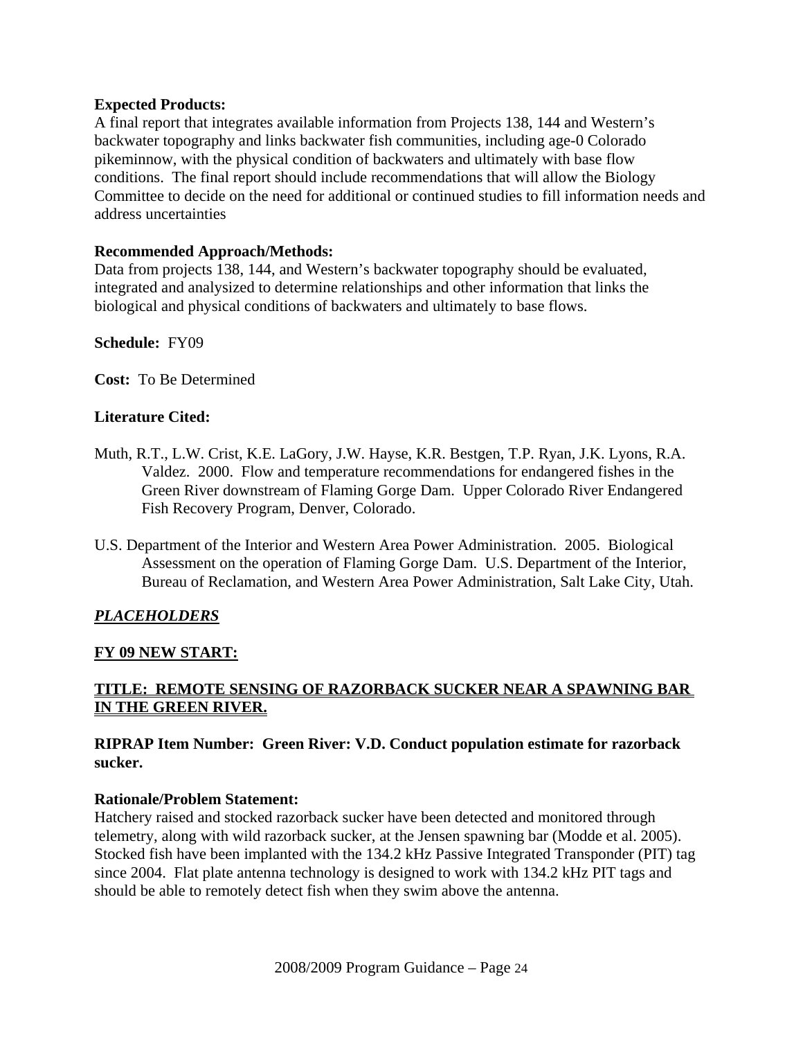**Expected Products:**
A final report that integrates available information from Projects 138, 144 and Western's backwater topography and links backwater fish communities, including age-0 Colorado pikeminnow, with the physical condition of backwaters and ultimately with base flow conditions. The final report should include recommendations that will allow the Biology Committee to decide on the need for additional or continued studies to fill information needs and address uncertainties

**Recommended Approach/Methods:**
Data from projects 138, 144, and Western's backwater topography should be evaluated, integrated and analysized to determine relationships and other information that links the biological and physical conditions of backwaters and ultimately to base flows.

**Schedule:** FY09

**Cost:** To Be Determined

**Literature Cited:**

Muth, R.T., L.W. Crist, K.E. LaGory, J.W. Hayse, K.R. Bestgen, T.P. Ryan, J.K. Lyons, R.A. Valdez. 2000. Flow and temperature recommendations for endangered fishes in the Green River downstream of Flaming Gorge Dam. Upper Colorado River Endangered Fish Recovery Program, Denver, Colorado.

U.S. Department of the Interior and Western Area Power Administration. 2005. Biological Assessment on the operation of Flaming Gorge Dam. U.S. Department of the Interior, Bureau of Reclamation, and Western Area Power Administration, Salt Lake City, Utah.

***PLACEHOLDERS***

**FY 09 NEW START:**

**TITLE: REMOTE SENSING OF RAZORBACK SUCKER NEAR A SPAWNING BAR IN THE GREEN RIVER.**

**RIPRAP Item Number: Green River: V.D. Conduct population estimate for razorback sucker.**

**Rationale/Problem Statement:**
Hatchery raised and stocked razorback sucker have been detected and monitored through telemetry, along with wild razorback sucker, at the Jensen spawning bar (Modde et al. 2005). Stocked fish have been implanted with the 134.2 kHz Passive Integrated Transponder (PIT) tag since 2004. Flat plate antenna technology is designed to work with 134.2 kHz PIT tags and should be able to remotely detect fish when they swim above the antenna.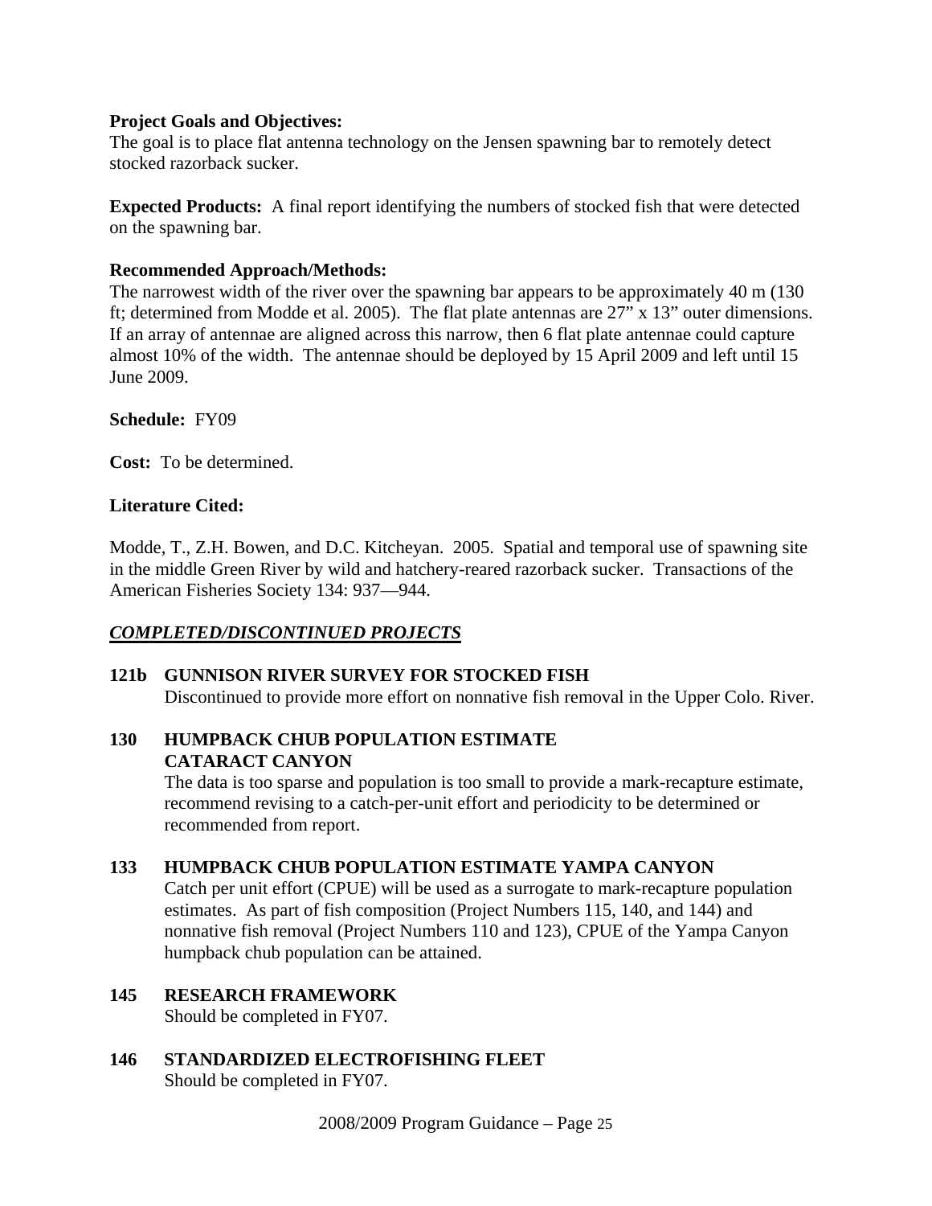**Project Goals and Objectives:**
The goal is to place flat antenna technology on the Jensen spawning bar to remotely detect stocked razorback sucker.

**Expected Products:** A final report identifying the numbers of stocked fish that were detected on the spawning bar.

**Recommended Approach/Methods:**
The narrowest width of the river over the spawning bar appears to be approximately 40 m (130 ft; determined from Modde et al. 2005). The flat plate antennas are 27" x 13" outer dimensions. If an array of antennae are aligned across this narrow, then 6 flat plate antennae could capture almost 10% of the width. The antennae should be deployed by 15 April 2009 and left until 15 June 2009.

**Schedule:** FY09

**Cost:** To be determined.

**Literature Cited:**

Modde, T., Z.H. Bowen, and D.C. Kitcheyan. 2005. Spatial and temporal use of spawning site in the middle Green River by wild and hatchery-reared razorback sucker. Transactions of the American Fisheries Society 134: 937—944.

***COMPLETED/DISCONTINUED PROJECTS***

**121b GUNNISON RIVER SURVEY FOR STOCKED FISH**
Discontinued to provide more effort on nonnative fish removal in the Upper Colo. River.

**130 HUMPBACK CHUB POPULATION ESTIMATE CATARACT CANYON**
The data is too sparse and population is too small to provide a mark-recapture estimate, recommend revising to a catch-per-unit effort and periodicity to be determined or recommended from report.

**133 HUMPBACK CHUB POPULATION ESTIMATE YAMPA CANYON**
Catch per unit effort (CPUE) will be used as a surrogate to mark-recapture population estimates. As part of fish composition (Project Numbers 115, 140, and 144) and nonnative fish removal (Project Numbers 110 and 123), CPUE of the Yampa Canyon humpback chub population can be attained.

**145 RESEARCH FRAMEWORK**
Should be completed in FY07.

**146 STANDARDIZED ELECTROFISHING FLEET**
Should be completed in FY07.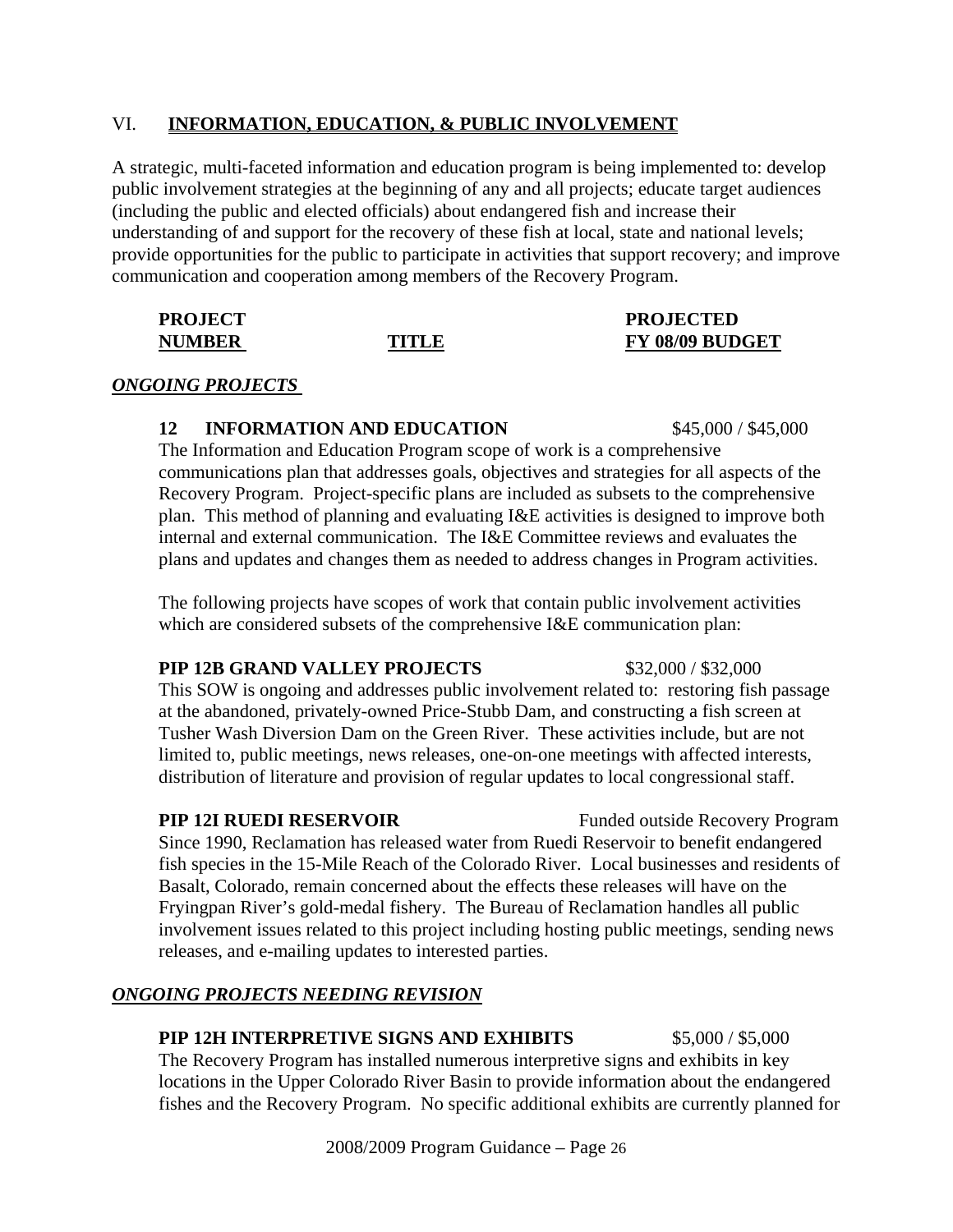## VI. INFORMATION, EDUCATION, & PUBLIC INVOLVEMENT

A strategic, multi-faceted information and education program is being implemented to: develop public involvement strategies at the beginning of any and all projects; educate target audiences (including the public and elected officials) about endangered fish and increase their understanding of and support for the recovery of these fish at local, state and national levels; provide opportunities for the public to participate in activities that support recovery; and improve communication and cooperation among members of the Recovery Program.

| PROJECT NUMBER | TITLE | PROJECTED FY 08/09 BUDGET |
|---|---|---|

### *ONGOING PROJECTS*

**12 INFORMATION AND EDUCATION** $45,000 / $45,000

The Information and Education Program scope of work is a comprehensive communications plan that addresses goals, objectives and strategies for all aspects of the Recovery Program. Project-specific plans are included as subsets to the comprehensive plan. This method of planning and evaluating I&E activities is designed to improve both internal and external communication. The I&E Committee reviews and evaluates the plans and updates and changes them as needed to address changes in Program activities.

The following projects have scopes of work that contain public involvement activities which are considered subsets of the comprehensive I&E communication plan:

**PIP 12B GRAND VALLEY PROJECTS** $32,000 / $32,000

This SOW is ongoing and addresses public involvement related to: restoring fish passage at the abandoned, privately-owned Price-Stubb Dam, and constructing a fish screen at Tusher Wash Diversion Dam on the Green River. These activities include, but are not limited to, public meetings, news releases, one-on-one meetings with affected interests, distribution of literature and provision of regular updates to local congressional staff.

**PIP 12I RUEDI RESERVOIR** Funded outside Recovery Program

Since 1990, Reclamation has released water from Ruedi Reservoir to benefit endangered fish species in the 15-Mile Reach of the Colorado River. Local businesses and residents of Basalt, Colorado, remain concerned about the effects these releases will have on the Fryingpan River's gold-medal fishery. The Bureau of Reclamation handles all public involvement issues related to this project including hosting public meetings, sending news releases, and e-mailing updates to interested parties.

### *ONGOING PROJECTS NEEDING REVISION*

**PIP 12H INTERPRETIVE SIGNS AND EXHIBITS** $5,000 / $5,000

The Recovery Program has installed numerous interpretive signs and exhibits in key locations in the Upper Colorado River Basin to provide information about the endangered fishes and the Recovery Program. No specific additional exhibits are currently planned for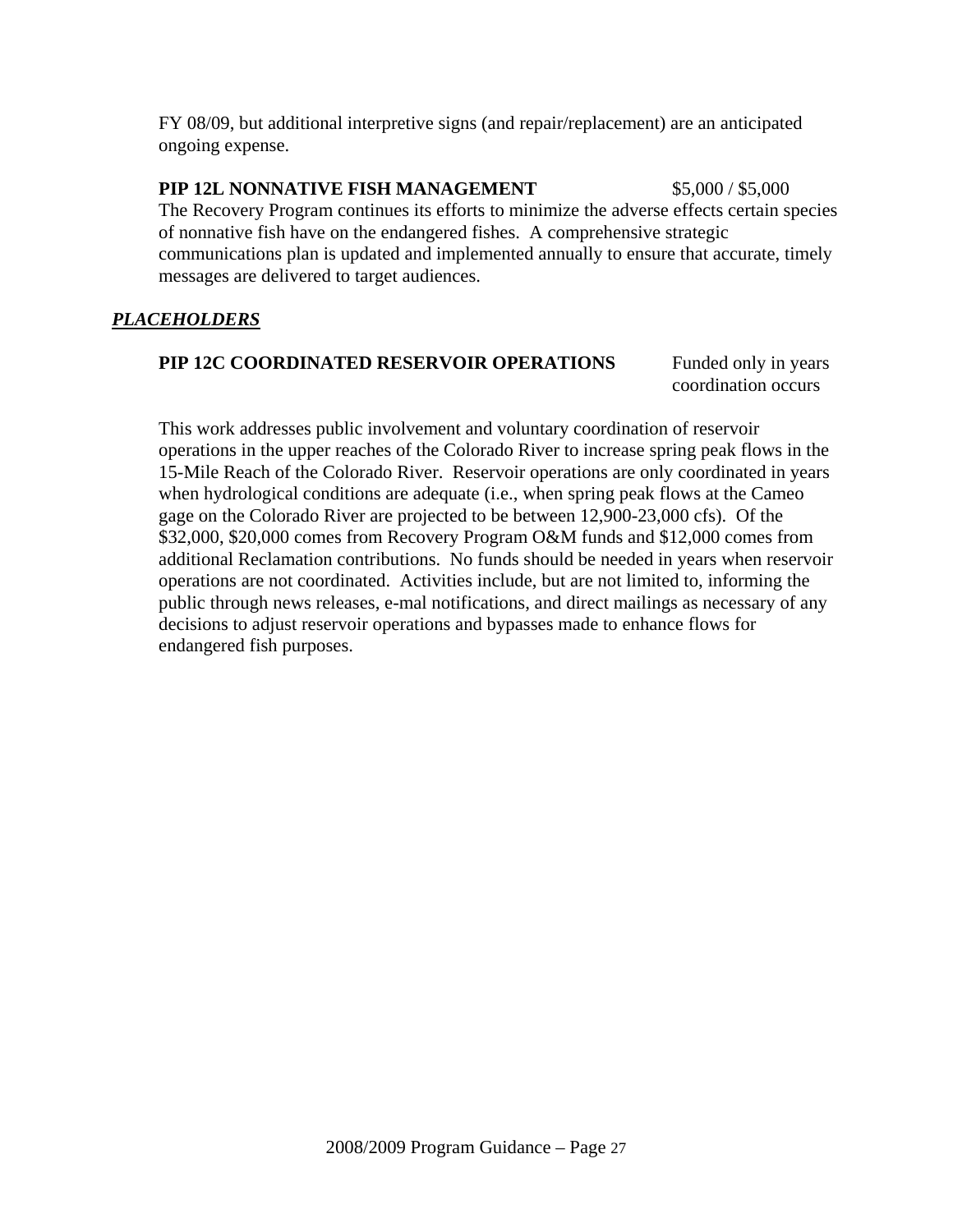FY 08/09, but additional interpretive signs (and repair/replacement) are an anticipated ongoing expense.

**PIP 12L NONNATIVE FISH MANAGEMENT** $5,000 / $5,000

The Recovery Program continues its efforts to minimize the adverse effects certain species of nonnative fish have on the endangered fishes. A comprehensive strategic communications plan is updated and implemented annually to ensure that accurate, timely messages are delivered to target audiences.

***PLACEHOLDERS***

**PIP 12C COORDINATED RESERVOIR OPERATIONS** Funded only in years coordination occurs

This work addresses public involvement and voluntary coordination of reservoir operations in the upper reaches of the Colorado River to increase spring peak flows in the 15-Mile Reach of the Colorado River. Reservoir operations are only coordinated in years when hydrological conditions are adequate (i.e., when spring peak flows at the Cameo gage on the Colorado River are projected to be between 12,900-23,000 cfs). Of the $32,000, $20,000 comes from Recovery Program O&M funds and $12,000 comes from additional Reclamation contributions. No funds should be needed in years when reservoir operations are not coordinated. Activities include, but are not limited to, informing the public through news releases, e-mal notifications, and direct mailings as necessary of any decisions to adjust reservoir operations and bypasses made to enhance flows for endangered fish purposes.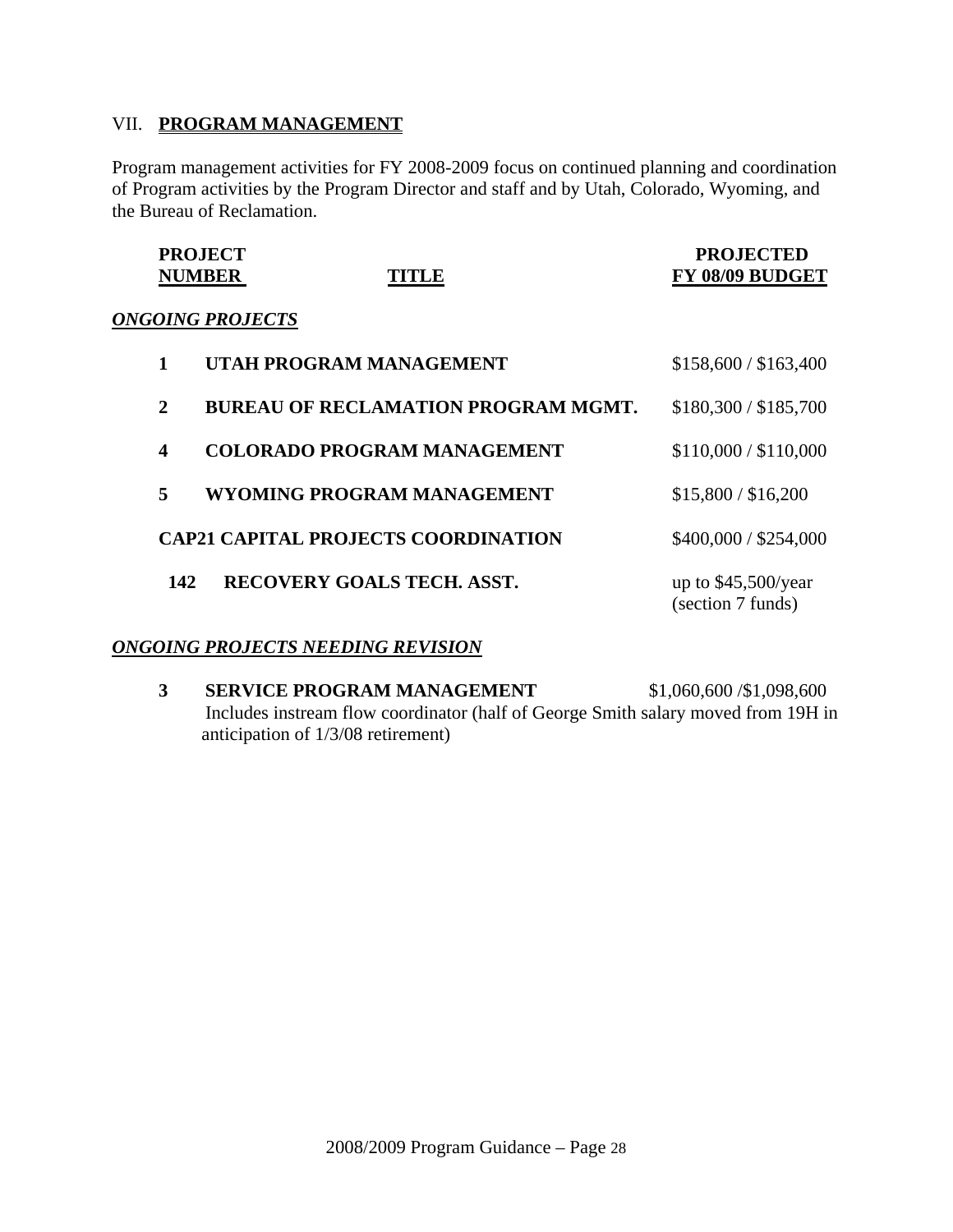## VII. PROGRAM MANAGEMENT

Program management activities for FY 2008-2009 focus on continued planning and coordination of Program activities by the Program Director and staff and by Utah, Colorado, Wyoming, and the Bureau of Reclamation.

| PROJECT NUMBER | TITLE | PROJECTED FY 08/09 BUDGET |
|---|---|---|
| ***ONGOING PROJECTS*** | | |
| **1** | **UTAH PROGRAM MANAGEMENT** | \$158,600 / \$163,400 |
| **2** | **BUREAU OF RECLAMATION PROGRAM MGMT.** | \$180,300 / \$185,700 |
| **4** | **COLORADO PROGRAM MANAGEMENT** | \$110,000 / \$110,000 |
| **5** | **WYOMING PROGRAM MANAGEMENT** | \$15,800 / \$16,200 |
| **CAP21** | **CAPITAL PROJECTS COORDINATION** | \$400,000 / \$254,000 |
| **142** | **RECOVERY GOALS TECH. ASST.** | up to \$45,500/year (section 7 funds) |

***ONGOING PROJECTS NEEDING REVISION***

**3 SERVICE PROGRAM MANAGEMENT** \$1,060,600 /\$1,098,600

Includes instream flow coordinator (half of George Smith salary moved from 19H in anticipation of 1/3/08 retirement)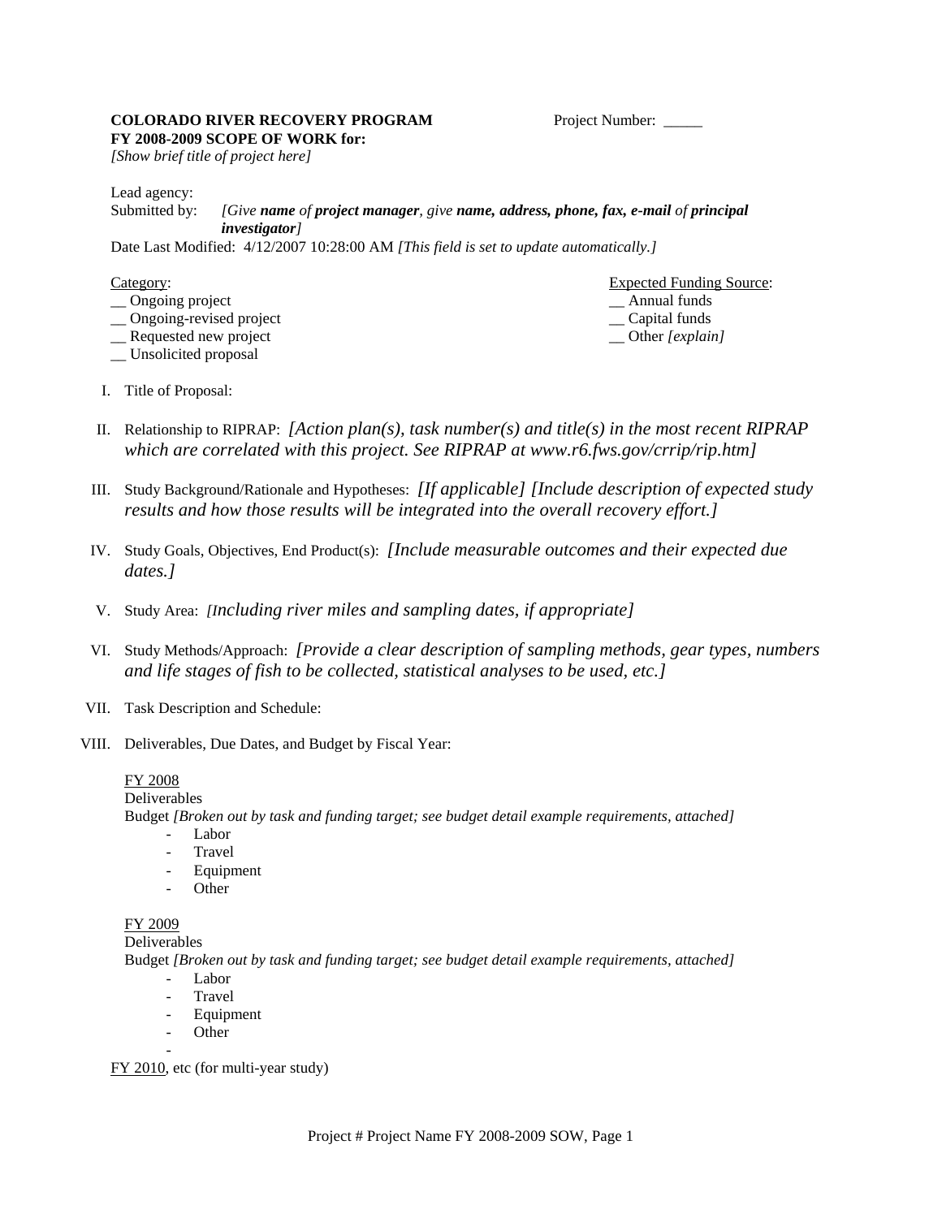**COLORADO RIVER RECOVERY PROGRAM** Project Number: _____
**FY 2008-2009 SCOPE OF WORK for:**
*[Show brief title of project here]*

Lead agency:
Submitted by: *[Give **name** of **project manager**, give **name, address, phone, fax, e-mail** of **principal investigator**]*
Date Last Modified: 4/12/2007 10:28:00 AM *[This field is set to update automatically.]*

Category:
__ Ongoing project
__ Ongoing-revised project
__ Requested new project
__ Unsolicited proposal

Expected Funding Source:
__ Annual funds
__ Capital funds
__ Other *[explain]*

I. Title of Proposal:

II. Relationship to RIPRAP: *[Action plan(s), task number(s) and title(s) in the most recent RIPRAP which are correlated with this project. See RIPRAP at www.r6.fws.gov/crrip/rip.htm]*

III. Study Background/Rationale and Hypotheses: *[If applicable] [Include description of expected study results and how those results will be integrated into the overall recovery effort.]*

IV. Study Goals, Objectives, End Product(s): *[Include measurable outcomes and their expected due dates.]*

V. Study Area: *[Including river miles and sampling dates, if appropriate]*

VI. Study Methods/Approach: *[Provide a clear description of sampling methods, gear types, numbers and life stages of fish to be collected, statistical analyses to be used, etc.]*

VII. Task Description and Schedule:

VIII. Deliverables, Due Dates, and Budget by Fiscal Year:

FY 2008
Deliverables
Budget *[Broken out by task and funding target; see budget detail example requirements, attached]*
- Labor
- Travel
- Equipment
- Other

FY 2009
Deliverables
Budget *[Broken out by task and funding target; see budget detail example requirements, attached]*
- Labor
- Travel
- Equipment
- Other
-

FY 2010, etc (for multi-year study)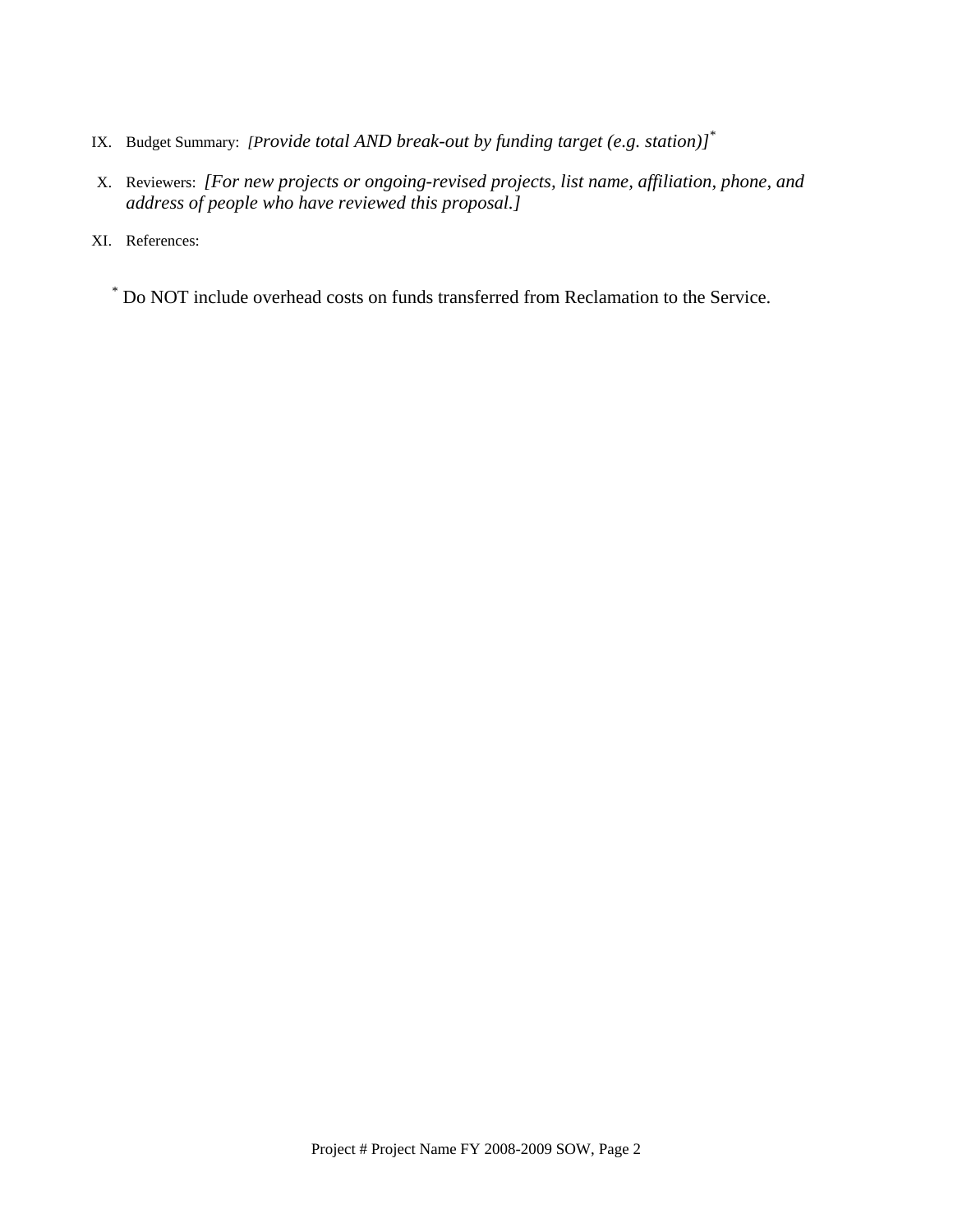IX. Budget Summary: *[Provide total AND break-out by funding target (e.g. station)]*[*]

X. Reviewers: *[For new projects or ongoing-revised projects, list name, affiliation, phone, and address of people who have reviewed this proposal.]*

XI. References:

[*] Do NOT include overhead costs on funds transferred from Reclamation to the Service.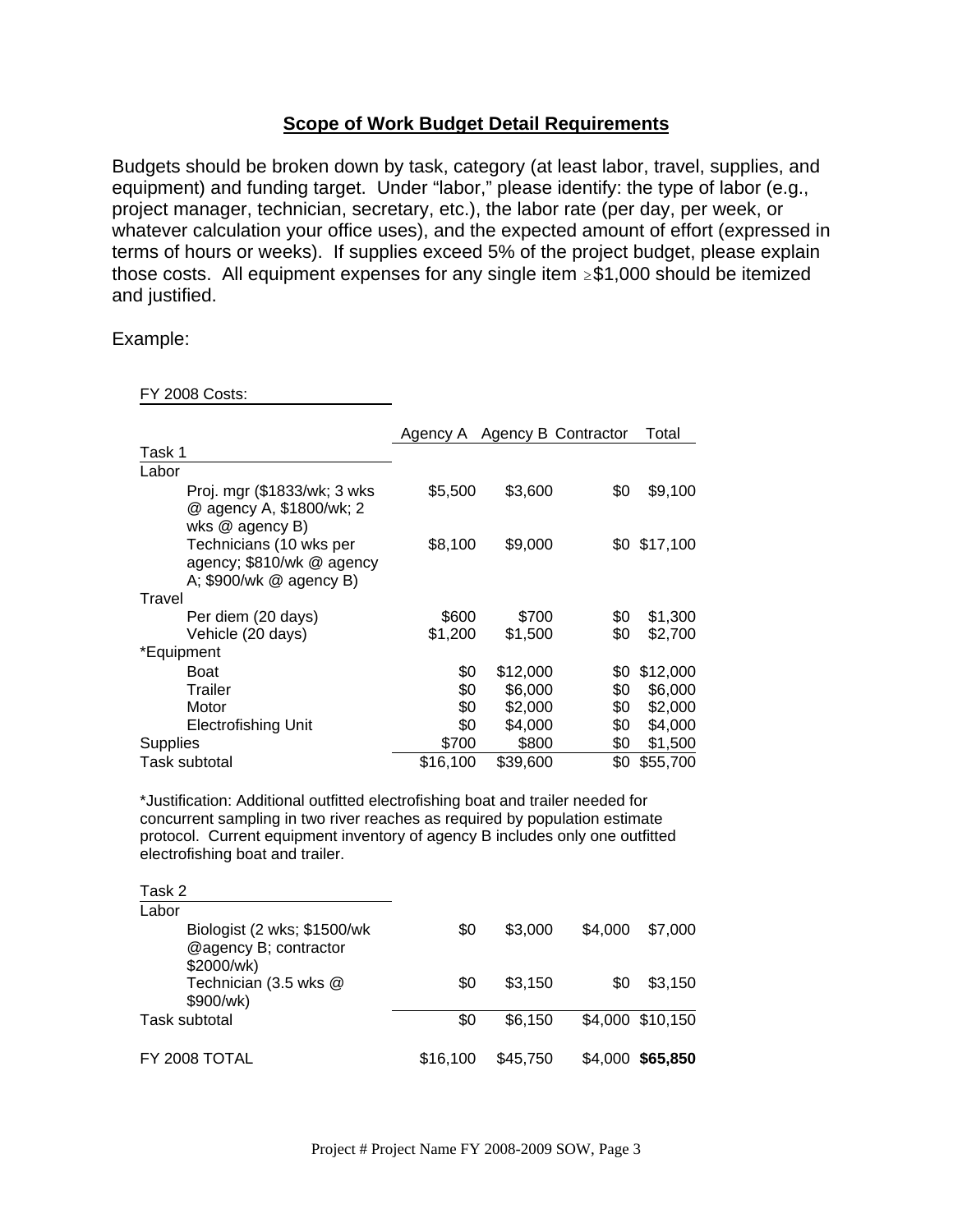## Scope of Work Budget Detail Requirements

Budgets should be broken down by task, category (at least labor, travel, supplies, and equipment) and funding target. Under "labor," please identify: the type of labor (e.g., project manager, technician, secretary, etc.), the labor rate (per day, per week, or whatever calculation your office uses), and the expected amount of effort (expressed in terms of hours or weeks). If supplies exceed 5% of the project budget, please explain those costs. All equipment expenses for any single item ≥$1,000 should be itemized and justified.

Example:

FY 2008 Costs:

| | Agency A | Agency B | Contractor | Total |
|---|---|---|---|---|
| **Task 1** | | | | |
| Labor | | | | |
| Proj. mgr ($1833/wk; 3 wks @ agency A, $1800/wk; 2 wks @ agency B) | $5,500 | $3,600 | $0 | $9,100 |
| Technicians (10 wks per agency; $810/wk @ agency A; $900/wk @ agency B) | $8,100 | $9,000 | $0 | $17,100 |
| Travel | | | | |
| Per diem (20 days) | $600 | $700 | $0 | $1,300 |
| Vehicle (20 days) | $1,200 | $1,500 | $0 | $2,700 |
| *Equipment | | | | |
| Boat | $0 | $12,000 | $0 | $12,000 |
| Trailer | $0 | $6,000 | $0 | $6,000 |
| Motor | $0 | $2,000 | $0 | $2,000 |
| Electrofishing Unit | $0 | $4,000 | $0 | $4,000 |
| Supplies | $700 | $800 | $0 | $1,500 |
| Task subtotal | $16,100 | $39,600 | $0 | $55,700 |

*Justification: Additional outfitted electrofishing boat and trailer needed for concurrent sampling in two river reaches as required by population estimate protocol. Current equipment inventory of agency B includes only one outfitted electrofishing boat and trailer.

| | Agency A | Agency B | Contractor | Total |
|---|---|---|---|---|
| **Task 2** | | | | |
| Labor | | | | |
| Biologist (2 wks; $1500/wk @agency B; contractor $2000/wk) | $0 | $3,000 | $4,000 | $7,000 |
| Technician (3.5 wks @ $900/wk) | $0 | $3,150 | $0 | $3,150 |
| Task subtotal | $0 | $6,150 | $4,000 | $10,150 |
| FY 2008 TOTAL | $16,100 | $45,750 | $4,000 | **$65,850** |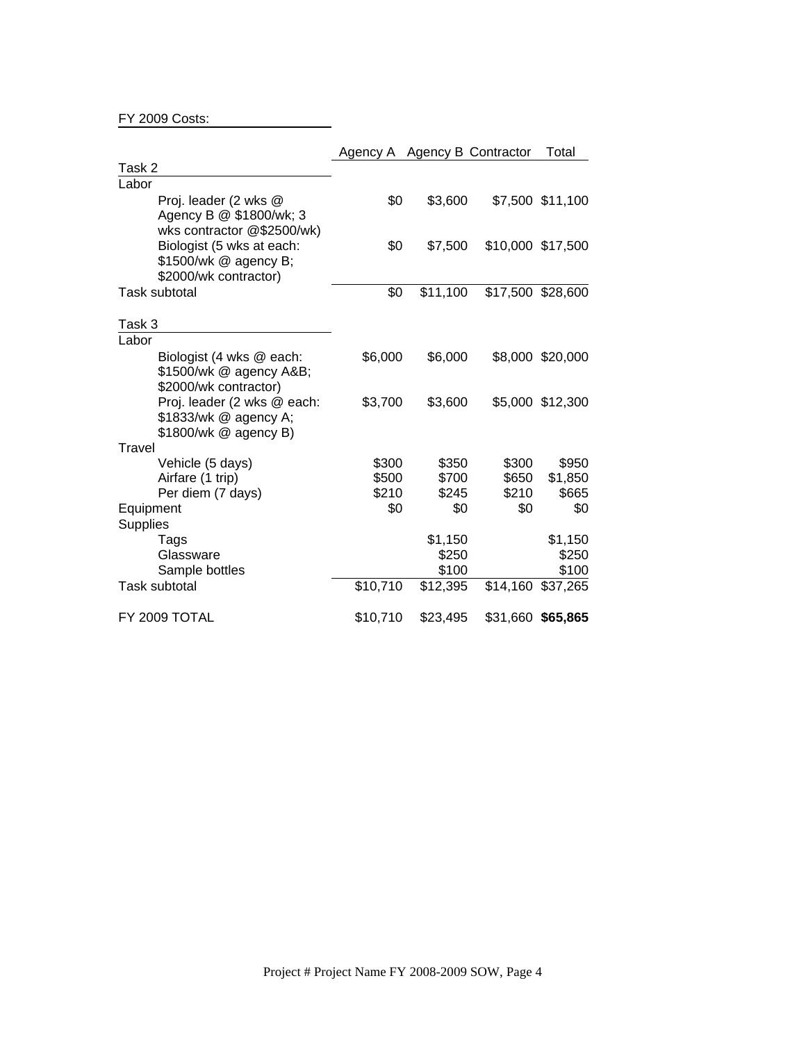FY 2009 Costs:

| | Agency A | Agency B | Contractor | Total |
|---|---|---|---|---|
| Task 2 | | | | |
| Labor | | | | |
| Proj. leader (2 wks @ Agency B @ $1800/wk; 3 wks contractor @$2500/wk) | $0 | $3,600 | $7,500 | $11,100 |
| Biologist (5 wks at each: $1500/wk @ agency B; $2000/wk contractor) | $0 | $7,500 | $10,000 | $17,500 |
| Task subtotal | $0 | $11,100 | $17,500 | $28,600 |
| | | | | |
| Task 3 | | | | |
| Labor | | | | |
| Biologist (4 wks @ each: $1500/wk @ agency A&B; $2000/wk contractor) | $6,000 | $6,000 | $8,000 | $20,000 |
| Proj. leader (2 wks @ each: $1833/wk @ agency A; $1800/wk @ agency B) | $3,700 | $3,600 | $5,000 | $12,300 |
| Travel | | | | |
| Vehicle (5 days) | $300 | $350 | $300 | $950 |
| Airfare (1 trip) | $500 | $700 | $650 | $1,850 |
| Per diem (7 days) | $210 | $245 | $210 | $665 |
| Equipment | $0 | $0 | $0 | $0 |
| Supplies | | | | |
| Tags | | $1,150 | | $1,150 |
| Glassware | | $250 | | $250 |
| Sample bottles | | $100 | | $100 |
| Task subtotal | $10,710 | $12,395 | $14,160 | $37,265 |
| | | | | |
| FY 2009 TOTAL | $10,710 | $23,495 | $31,660 | **$65,865** |